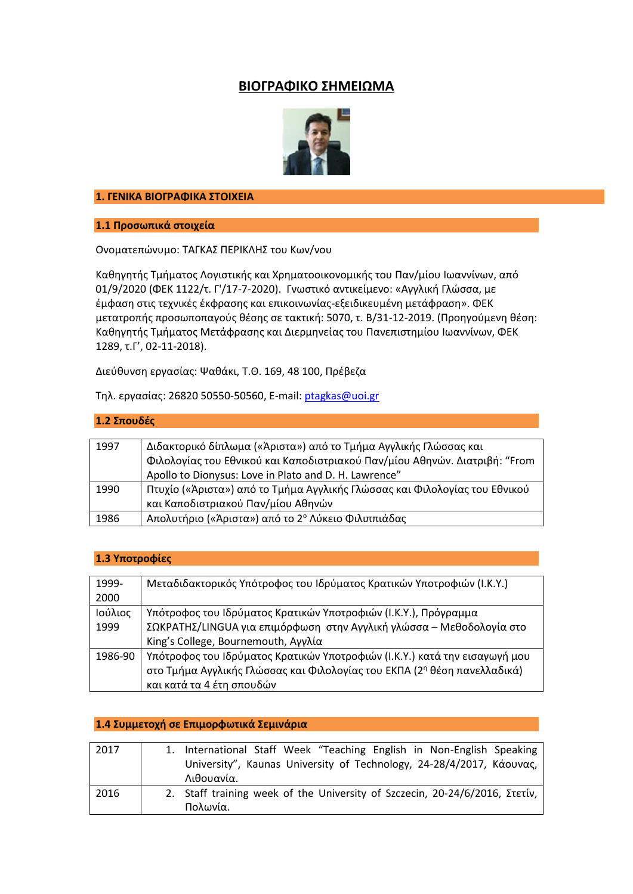# ΒΙΟΓΡΑΦΙΚΟ ΣΗΜΕΙΩΜΑ

## 1. ΓΕΝΙΚΑ ΒΙΟΓΡΑΦΙΚΑ ΣΤΟΙΧΕΙΑ

### 1.1 Προσωπικά στοιχεία

Ονοματεπώνυμο: ΤΑΓΚΑΣ ΠΕΡΙΚΛΗΣ του Κων/νου

Καθηγητής Τμήματος Λογιστικής και Χρηματοοικονομικής του Παν/μίου Ιωαννίνων, από 01/9/2020 (ΦΕΚ 1122/τ. Γ'/17-7-2020). Γνωστικό αντικείμενο: «Αγγλική Γλώσσα, με έμφαση στις τεχνικές έκφρασης και επικοινωνίας-εξειδικευμένη μετάφραση». ΦΕΚ μετατροπής προσωποπαγούς θέσης σε τακτική: 5070, τ. Β/31-12-2019. (Προηγούμενη θέση: Καθηγητής Τμήματος Μετάφρασης και Διερμηνείας του Πανεπιστημίου Ιωαννίνων, ΦΕΚ 1289, τ.Γ', 02-11-2018).

Διεύθυνση εργασίας: Ψαθάκι, Τ.Θ. 169, 48 100, Πρέβεζα

Τηλ. εργασίας: 26820 50550-50560, E-mail: ptagkas@uoi.gr

### 1.2 Σπουδές

| | |
|---|---|
| 1997 | Διδακτορικό δίπλωμα («Άριστα») από το Τμήμα Αγγλικής Γλώσσας και Φιλολογίας του Εθνικού και Καποδιστριακού Παν/μίου Αθηνών. Διατριβή: "From Apollo to Dionysus: Love in Plato and D. H. Lawrence" |
| 1990 | Πτυχίο («Άριστα») από το Τμήμα Αγγλικής Γλώσσας και Φιλολογίας του Εθνικού και Καποδιστριακού Παν/μίου Αθηνών |
| 1986 | Απολυτήριο («Άριστα») από το 2ο Λύκειο Φιλιππιάδας |

### 1.3 Υποτροφίες

| | |
|---|---|
| 1999-2000 | Μεταδιδακτορικός Υπότροφος του Ιδρύματος Κρατικών Υποτροφιών (Ι.Κ.Υ.) |
| Ιούλιος 1999 | Υπότροφος του Ιδρύματος Κρατικών Υποτροφιών (Ι.Κ.Υ.), Πρόγραμμα ΣΩΚΡΑΤΗΣ/LINGUA για επιμόρφωση στην Αγγλική γλώσσα – Μεθοδολογία στο King's College, Bournemouth, Αγγλία |
| 1986-90 | Υπότροφος του Ιδρύματος Κρατικών Υποτροφιών (Ι.Κ.Υ.) κατά την εισαγωγή μου στο Τμήμα Αγγλικής Γλώσσας και Φιλολογίας του ΕΚΠΑ (2η θέση πανελλαδικά) και κατά τα 4 έτη σπουδών |

### 1.4 Συμμετοχή σε Επιμορφωτικά Σεμινάρια

| | |
|---|---|
| 2017 | 1. International Staff Week "Teaching English in Non-English Speaking University", Kaunas University of Technology, 24-28/4/2017, Κάουνας, Λιθουανία. |
| 2016 | 2. Staff training week of the University of Szczecin, 20-24/6/2016, Στετίν, Πολωνία. |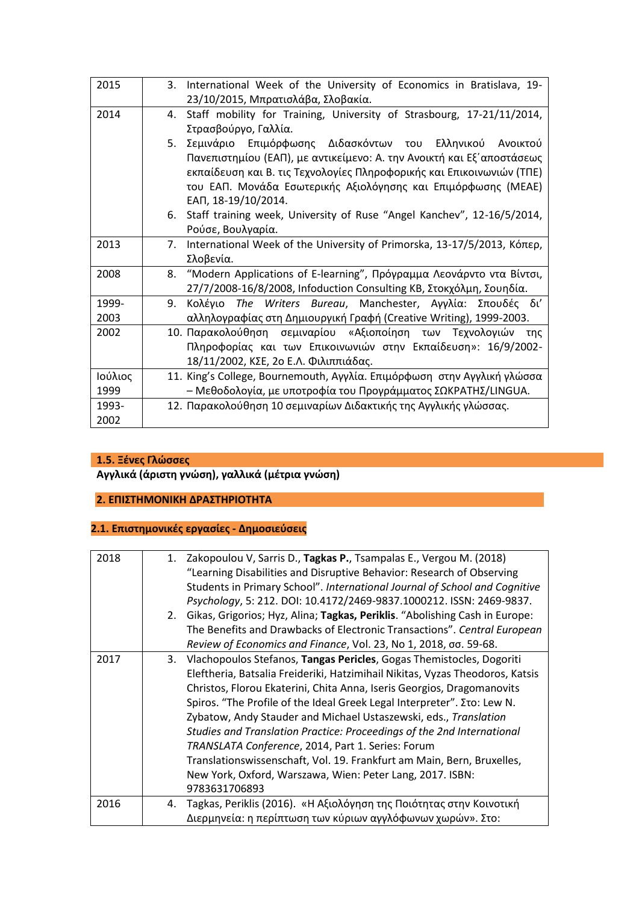| | |
|---|---|
| 2015 | 3. International Week of the University of Economics in Bratislava, 19-23/10/2015, Μπρατισλάβα, Σλοβακία. |
| 2014 | 4. Staff mobility for Training, University of Strasbourg, 17-21/11/2014, Στρασβούργο, Γαλλία.<br>5. Σεμινάριο Επιμόρφωσης Διδασκόντων του Ελληνικού Ανοικτού Πανεπιστημίου (ΕΑΠ), με αντικείμενο: Α. την Ανοικτή και Εξ΄αποστάσεως εκπαίδευση και Β. τις Τεχνολογίες Πληροφορικής και Επικοινωνιών (ΤΠΕ) του ΕΑΠ. Μονάδα Εσωτερικής Αξιολόγησης και Επιμόρφωσης (ΜΕΑΕ) ΕΑΠ, 18-19/10/2014.<br>6. Staff training week, University of Ruse "Angel Kanchev", 12-16/5/2014, Ρούσε, Βουλγαρία. |
| 2013 | 7. International Week of the University of Primorska, 13-17/5/2013, Κόπερ, Σλοβενία. |
| 2008 | 8. "Modern Applications of E-learning", Πρόγραμμα Λεονάρντο ντα Βίντσι, 27/7/2008-16/8/2008, Infoduction Consulting KB, Στοκχόλμη, Σουηδία. |
| 1999-2003 | 9. Κολέγιο *The Writers Bureau*, Manchester, Αγγλία: Σπουδές δι' αλληλογραφίας στη Δημιουργική Γραφή (Creative Writing), 1999-2003. |
| 2002 | 10. Παρακολούθηση σεμιναρίου «Αξιοποίηση των Τεχνολογιών της Πληροφορίας και των Επικοινωνιών στην Εκπαίδευση»: 16/9/2002-18/11/2002, ΚΣΕ, 2ο Ε.Λ. Φιλιππιάδας. |
| Ιούλιος 1999 | 11. King's College, Bournemouth, Αγγλία. Επιμόρφωση στην Αγγλική γλώσσα – Μεθοδολογία, με υποτροφία του Προγράμματος ΣΩΚΡΑΤΗΣ/LINGUA. |
| 1993-2002 | 12. Παρακολούθηση 10 σεμιναρίων Διδακτικής της Αγγλικής γλώσσας. |

### 1.5. Ξένες Γλώσσες

**Αγγλικά (άριστη γνώση), γαλλικά (μέτρια γνώση)**

## 2. ΕΠΙΣΤΗΜΟΝΙΚΗ ΔΡΑΣΤΗΡΙΟΤΗΤΑ

### 2.1. Επιστημονικές εργασίες - Δημοσιεύσεις

| | |
|---|---|
| 2018 | 1. Zakopoulou V, Sarris D., **Tagkas P.**, Tsampalas E., Vergou M. (2018) "Learning Disabilities and Disruptive Behavior: Research of Observing Students in Primary School". *International Journal of School and Cognitive Psychology*, 5: 212. DOI: 10.4172/2469-9837.1000212. ISSN: 2469-9837.<br>2. Gikas, Grigorios; Hyz, Alina; **Tagkas, Periklis**. "Abolishing Cash in Europe: The Benefits and Drawbacks of Electronic Transactions". *Central European Review of Economics and Finance*, Vol. 23, No 1, 2018, σσ. 59-68. |
| 2017 | 3. Vlachopoulos Stefanos, **Tangas Pericles**, Gogas Themistocles, Dogoriti Eleftheria, Batsalia Freideriki, Hatzimihail Nikitas, Vyzas Theodoros, Katsis Christos, Florou Ekaterini, Chita Anna, Iseris Georgios, Dragomanovits Spiros. "The Profile of the Ideal Greek Legal Interpreter". Στο: Lew N. Zybatow, Andy Stauder and Michael Ustaszewski, eds., *Translation Studies and Translation Practice: Proceedings of the 2nd International TRANSLATA Conference*, 2014, Part 1. Series: Forum Translationswissenschaft, Vol. 19. Frankfurt am Main, Bern, Bruxelles, New York, Oxford, Warszawa, Wien: Peter Lang, 2017. ISBN: 9783631706893 |
| 2016 | 4. Tagkas, Periklis (2016). «Η Αξιολόγηση της Ποιότητας στην Κοινοτική Διερμηνεία: η περίπτωση των κύριων αγγλόφωνων χωρών». Στο: |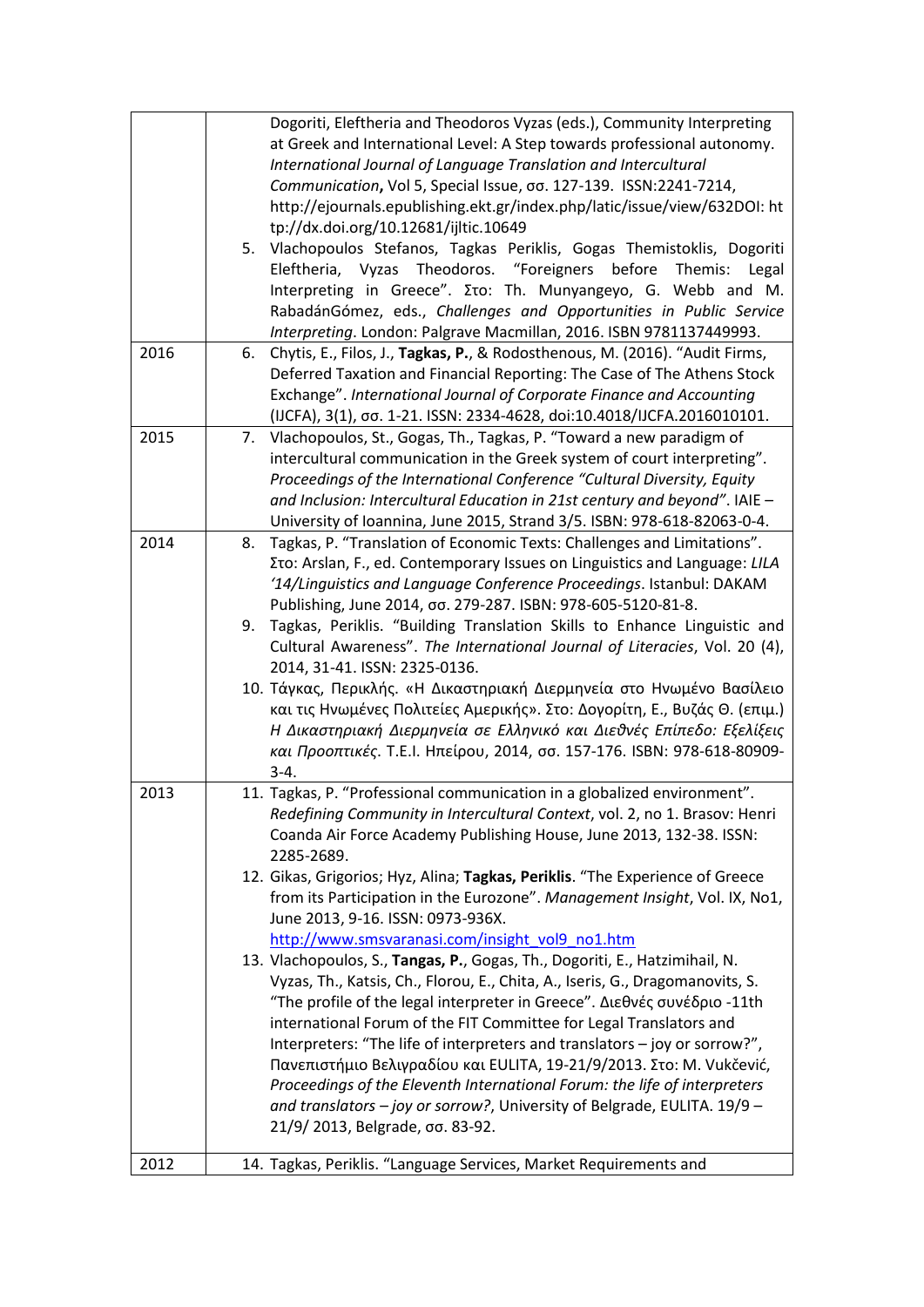| | |
|---|---|
| | Dogoriti, Eleftheria and Theodoros Vyzas (eds.), Community Interpreting at Greek and International Level: A Step towards professional autonomy. *International Journal of Language Translation and Intercultural Communication*, Vol 5, Special Issue, σσ. 127-139. ISSN:2241-7214, http://ejournals.epublishing.ekt.gr/index.php/latic/issue/view/632DOI: http://dx.doi.org/10.12681/ijltic.10649<br>5. Vlachopoulos Stefanos, Tagkas Periklis, Gogas Themistoklis, Dogoriti Eleftheria, Vyzas Theodoros. "Foreigners before Themis: Legal Interpreting in Greece". Στο: Th. Munyangeyo, G. Webb and M. RabadánGómez, eds., *Challenges and Opportunities in Public Service Interpreting*. London: Palgrave Macmillan, 2016. ISBN 9781137449993. |
| 2016 | 6. Chytis, E., Filos, J., **Tagkas, P.**, & Rodosthenous, M. (2016). "Audit Firms, Deferred Taxation and Financial Reporting: The Case of The Athens Stock Exchange". *International Journal of Corporate Finance and Accounting* (IJCFA), 3(1), σσ. 1-21. ISSN: 2334-4628, doi:10.4018/IJCFA.2016010101. |
| 2015 | 7. Vlachopoulos, St., Gogas, Th., Tagkas, P. "Toward a new paradigm of intercultural communication in the Greek system of court interpreting". *Proceedings of the International Conference "Cultural Diversity, Equity and Inclusion: Intercultural Education in 21st century and beyond"*. IAIE – University of Ioannina, June 2015, Strand 3/5. ISBN: 978-618-82063-0-4. |
| 2014 | 8. Tagkas, P. "Translation of Economic Texts: Challenges and Limitations". Στο: Arslan, F., ed. Contemporary Issues on Linguistics and Language: *LILA '14/Linguistics and Language Conference Proceedings*. Istanbul: DAKAM Publishing, June 2014, σσ. 279-287. ISBN: 978-605-5120-81-8.<br>9. Tagkas, Periklis. "Building Translation Skills to Enhance Linguistic and Cultural Awareness". *The International Journal of Literacies*, Vol. 20 (4), 2014, 31-41. ISSN: 2325-0136.<br>10. Τάγκας, Περικλής. «Η Δικαστηριακή Διερμηνεία στο Ηνωμένο Βασίλειο και τις Ηνωμένες Πολιτείες Αμερικής». Στο: Δογορίτη, Ε., Βυζάς Θ. (επιμ.) *Η Δικαστηριακή Διερμηνεία σε Ελληνικό και Διεθνές Επίπεδο: Εξελίξεις και Προοπτικές*. Τ.Ε.Ι. Ηπείρου, 2014, σσ. 157-176. ISBN: 978-618-80909-3-4. |
| 2013 | 11. Tagkas, P. "Professional communication in a globalized environment". *Redefining Community in Intercultural Context*, vol. 2, no 1. Brasov: Henri Coanda Air Force Academy Publishing House, June 2013, 132-38. ISSN: 2285-2689.<br>12. Gikas, Grigorios; Hyz, Alina; **Tagkas, Periklis**. "The Experience of Greece from its Participation in the Eurozone". *Management Insight*, Vol. IX, No1, June 2013, 9-16. ISSN: 0973-936X. http://www.smsvaranasi.com/insight_vol9_no1.htm<br>13. Vlachopoulos, S., **Tangas, P.**, Gogas, Th., Dogoriti, E., Hatzimihail, N. Vyzas, Th., Katsis, Ch., Florou, E., Chita, A., Iseris, G., Dragomanovits, S. "The profile of the legal interpreter in Greece". Διεθνές συνέδριο -11th international Forum of the FIT Committee for Legal Translators and Interpreters: "The life of interpreters and translators – joy or sorrow?", Πανεπιστήμιο Βελιγραδίου και EULITA, 19-21/9/2013. Στο: M. Vukčević, *Proceedings of the Eleventh International Forum: the life of interpreters and translators – joy or sorrow?*, University of Belgrade, EULITA. 19/9 – 21/9/ 2013, Belgrade, σσ. 83-92. |
| 2012 | 14. Tagkas, Periklis. "Language Services, Market Requirements and |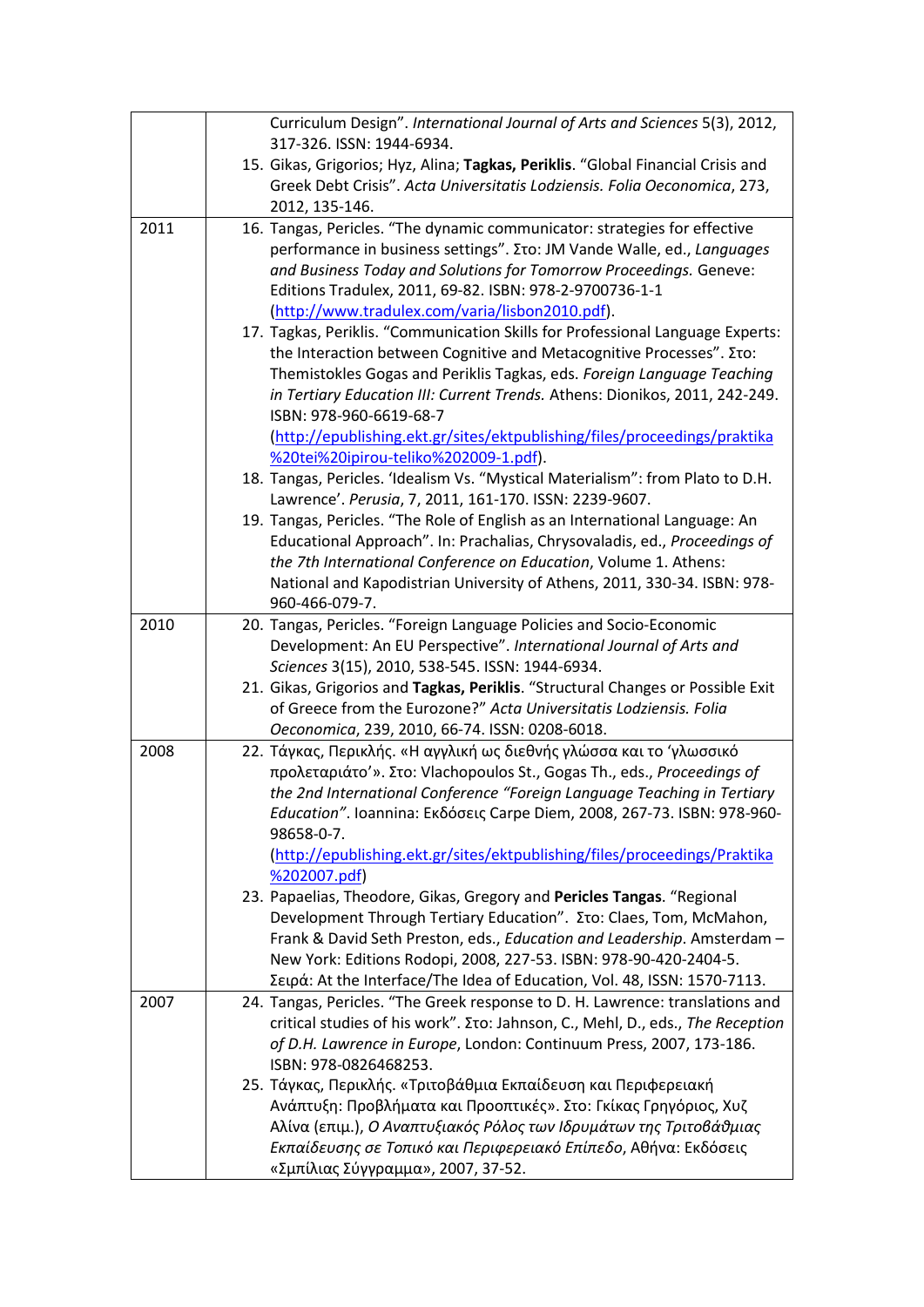| | |
|---|---|
| | Curriculum Design". *International Journal of Arts and Sciences* 5(3), 2012, 317-326. ISSN: 1944-6934.<br>15. Gikas, Grigorios; Hyz, Alina; **Tagkas, Periklis**. "Global Financial Crisis and Greek Debt Crisis". *Acta Universitatis Lodziensis. Folia Oeconomica*, 273, 2012, 135-146. |
| 2011 | 16. Tangas, Pericles. "The dynamic communicator: strategies for effective performance in business settings". Στο: JM Vande Walle, ed., *Languages and Business Today and Solutions for Tomorrow Proceedings.* Geneve: Editions Tradulex, 2011, 69-82. ISBN: 978-2-9700736-1-1 (http://www.tradulex.com/varia/lisbon2010.pdf).<br>17. Tagkas, Periklis. "Communication Skills for Professional Language Experts: the Interaction between Cognitive and Metacognitive Processes". Στο: Themistokles Gogas and Periklis Tagkas, eds. *Foreign Language Teaching in Tertiary Education III: Current Trends.* Athens: Dionikos, 2011, 242-249. ISBN: 978-960-6619-68-7 (http://epublishing.ekt.gr/sites/ektpublishing/files/proceedings/praktika%20tei%20ipirou-teliko%202009-1.pdf).<br>18. Tangas, Pericles. 'Idealism Vs. "Mystical Materialism": from Plato to D.H. Lawrence'. *Perusia*, 7, 2011, 161-170. ISSN: 2239-9607.<br>19. Tangas, Pericles. "The Role of English as an International Language: An Educational Approach". In: Prachalias, Chrysovaladis, ed., *Proceedings of the 7th International Conference on Education*, Volume 1. Athens: National and Kapodistrian University of Athens, 2011, 330-34. ISBN: 978-960-466-079-7. |
| 2010 | 20. Tangas, Pericles. "Foreign Language Policies and Socio-Economic Development: An EU Perspective". *International Journal of Arts and Sciences* 3(15), 2010, 538-545. ISSN: 1944-6934.<br>21. Gikas, Grigorios and **Tagkas, Periklis**. "Structural Changes or Possible Exit of Greece from the Eurozone?" *Acta Universitatis Lodziensis. Folia Oeconomica*, 239, 2010, 66-74. ISSN: 0208-6018. |
| 2008 | 22. Τάγκας, Περικλής. «Η αγγλική ως διεθνής γλώσσα και το 'γλωσσικό προλεταριάτο'». Στο: Vlachopoulos St., Gogas Th., eds., *Proceedings of the 2nd International Conference "Foreign Language Teaching in Tertiary Education"*. Ioannina: Εκδόσεις Carpe Diem, 2008, 267-73. ISBN: 978-960-98658-0-7. (http://epublishing.ekt.gr/sites/ektpublishing/files/proceedings/Praktika%202007.pdf)<br>23. Papaelias, Theodore, Gikas, Gregory and **Pericles Tangas**. "Regional Development Through Tertiary Education". Στο: Claes, Tom, McMahon, Frank & David Seth Preston, eds., *Education and Leadership*. Amsterdam – New York: Editions Rodopi, 2008, 227-53. ISBN: 978-90-420-2404-5. Σειρά: At the Interface/The Idea of Education, Vol. 48, ISSN: 1570-7113. |
| 2007 | 24. Tangas, Pericles. "The Greek response to D. H. Lawrence: translations and critical studies of his work". Στο: Jahnson, C., Mehl, D., eds., *The Reception of D.H. Lawrence in Europe*, London: Continuum Press, 2007, 173-186. ISBN: 978-0826468253.<br>25. Τάγκας, Περικλής. «Τριτοβάθμια Εκπαίδευση και Περιφερειακή Ανάπτυξη: Προβλήματα και Προοπτικές». Στο: Γκίκας Γρηγόριος, Χυζ Αλίνα (επιμ.), *Ο Αναπτυξιακός Ρόλος των Ιδρυμάτων της Τριτοβάθμιας Εκπαίδευσης σε Τοπικό και Περιφερειακό Επίπεδο*, Αθήνα: Εκδόσεις «Σμπίλιας Σύγγραμμα», 2007, 37-52. |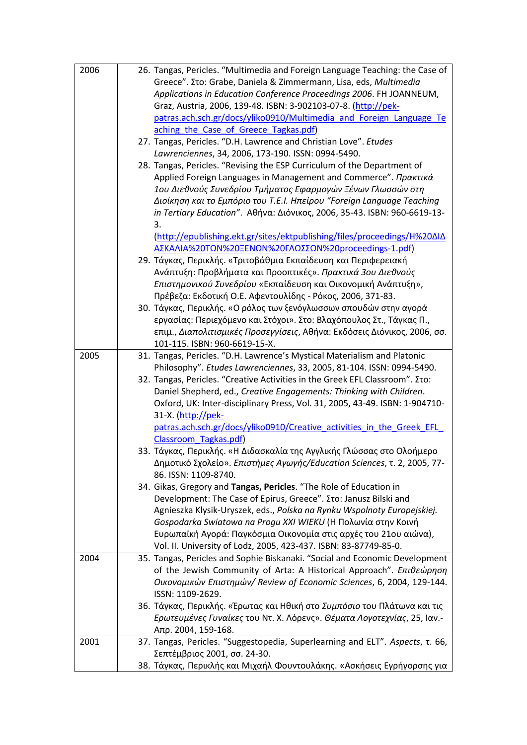| | |
|---|---|
| 2006 | 26. Tangas, Pericles. "Multimedia and Foreign Language Teaching: the Case of Greece". Στο: Grabe, Daniela & Zimmermann, Lisa, eds, *Multimedia Applications in Education Conference Proceedings 2006*. FH JOANNEUM, Graz, Austria, 2006, 139-48. ISBN: 3-902103-07-8. (http://pek-patras.ach.sch.gr/docs/yliko0910/Multimedia_and_Foreign_Language_Teaching_the_Case_of_Greece_Tagkas.pdf)<br>27. Tangas, Pericles. "D.H. Lawrence and Christian Love". *Etudes Lawrenciennes*, 34, 2006, 173-190. ISSN: 0994-5490.<br>28. Tangas, Pericles. "Revising the ESP Curriculum of the Department of Applied Foreign Languages in Management and Commerce". *Πρακτικά 1ου Διεθνούς Συνεδρίου Τμήματος Εφαρμογών Ξένων Γλωσσών στη Διοίκηση και το Εμπόριο του Τ.Ε.Ι. Ηπείρου "Foreign Language Teaching in Tertiary Education"*. Αθήνα: Διόνικος, 2006, 35-43. ISBN: 960-6619-13-3. (http://epublishing.ekt.gr/sites/ektpublishing/files/proceedings/Η%20ΔΙΔΑΣΚΑΛΙΑ%20ΤΩΝ%20ΞΕΝΩΝ%20ΓΛΩΣΣΩΝ%20proceedings-1.pdf)<br>29. Τάγκας, Περικλής. «Τριτοβάθμια Εκπαίδευση και Περιφερειακή Ανάπτυξη: Προβλήματα και Προοπτικές». *Πρακτικά 3ου Διεθνούς Επιστημονικού Συνεδρίου* «Εκπαίδευση και Οικονομική Ανάπτυξη», Πρέβεζα: Εκδοτική Ο.Ε. Αφεντουλίδης - Ρόκος, 2006, 371-83.<br>30. Τάγκας, Περικλής. «Ο ρόλος των ξενόγλωσσων σπουδών στην αγορά εργασίας: Περιεχόμενο και Στόχοι». Στο: Βλαχόπουλος Στ., Τάγκας Π., επιμ., *Διαπολιτισμικές Προσεγγίσεις*, Αθήνα: Εκδόσεις Διόνικος, 2006, σσ. 101-115. ISBN: 960-6619-15-X. |
| 2005 | 31. Tangas, Pericles. "D.H. Lawrence's Mystical Materialism and Platonic Philosophy". *Etudes Lawrenciennes*, 33, 2005, 81-104. ISSN: 0994-5490.<br>32. Tangas, Pericles. "Creative Activities in the Greek EFL Classroom". Στο: Daniel Shepherd, ed., *Creative Engagements: Thinking with Children*. Oxford, UK: Inter-disciplinary Press, Vol. 31, 2005, 43-49. ISBN: 1-904710-31-X. (http://pek-patras.ach.sch.gr/docs/yliko0910/Creative_activities_in_the_Greek_EFL_Classroom_Tagkas.pdf)<br>33. Τάγκας, Περικλής. «Η Διδασκαλία της Αγγλικής Γλώσσας στο Ολοήμερο Δημοτικό Σχολείο». *Επιστήμες Αγωγής/Education Sciences*, τ. 2, 2005, 77-86. ISSN: 1109-8740.<br>34. Gikas, Gregory and **Tangas, Pericles**. "The Role of Education in Development: The Case of Epirus, Greece". Στο: Janusz Bilski and Agnieszka Klysik-Uryszek, eds., *Polska na Rynku Wspolnoty Europejskiej. Gospodarka Swiatowa na Progu XXI WIEKU* (Η Πολωνία στην Κοινή Ευρωπαϊκή Αγορά: Παγκόσμια Οικονομία στις αρχές του 21ου αιώνα), Vol. II. University of Lodz, 2005, 423-437. ISBN: 83-87749-85-0. |
| 2004 | 35. Tangas, Pericles and Sophie Biskanaki. "Social and Economic Development of the Jewish Community of Arta: A Historical Approach". *Επιθεώρηση Οικονομικών Επιστημών/ Review of Economic Sciences*, 6, 2004, 129-144. ISSN: 1109-2629.<br>36. Τάγκας, Περικλής. «Έρωτας και Ηθική στο *Συμπόσιο* του Πλάτωνα και τις *Ερωτευμένες Γυναίκες* του Ντ. Χ. Λόρενς». *Θέματα Λογοτεχνίας*, 25, Ιαν.-Απρ. 2004, 159-168. |
| 2001 | 37. Tangas, Pericles. "Suggestopedia, Superlearning and ELT". *Aspects*, τ. 66, Σεπτέμβριος 2001, σσ. 24-30.<br>38. Τάγκας, Περικλής και Μιχαήλ Φουντουλάκης. «Ασκήσεις Εγρήγορσης για |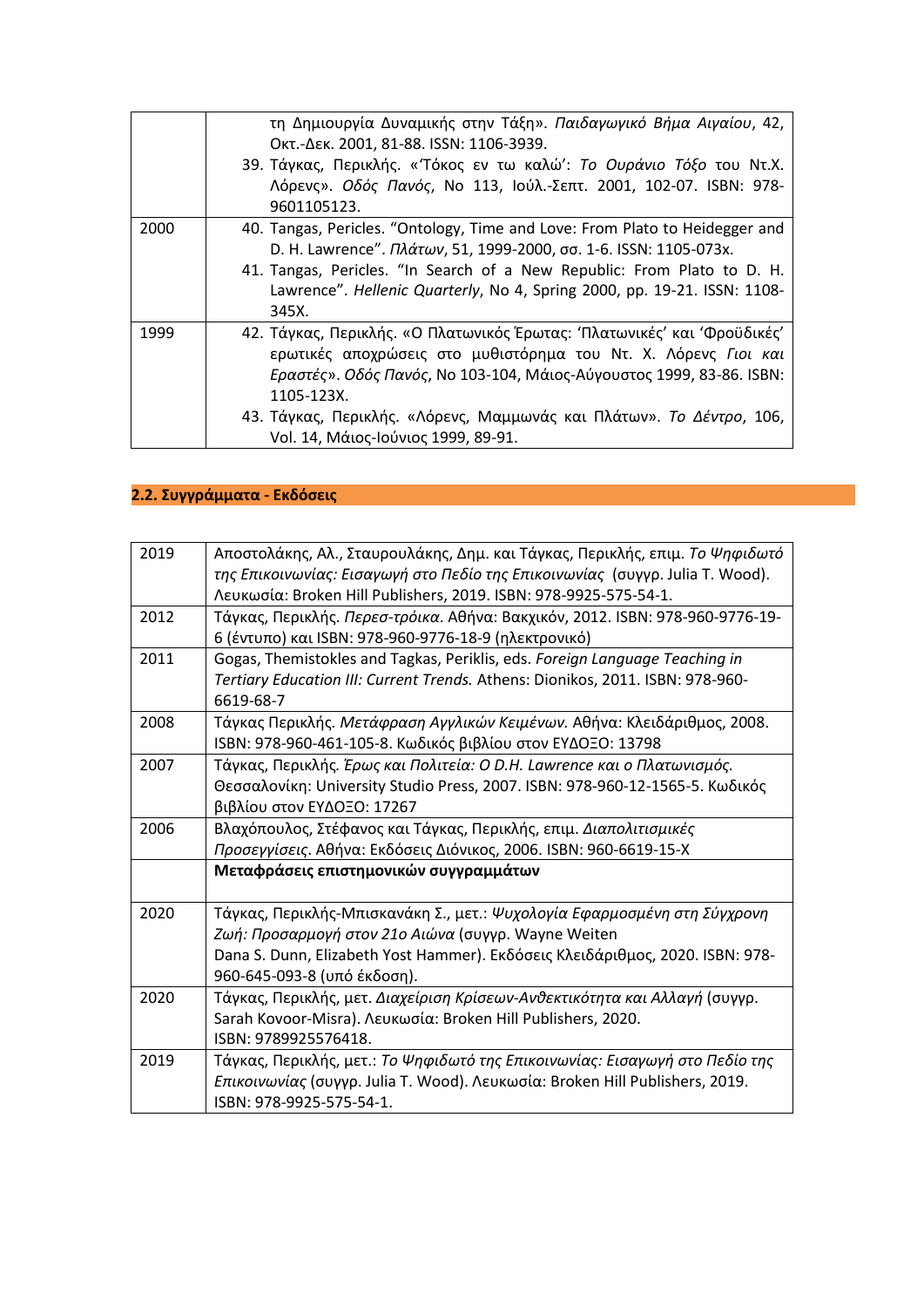| | |
|---|---|
| | τη Δημιουργία Δυναμικής στην Τάξη». *Παιδαγωγικό Βήμα Αιγαίου*, 42, Οκτ.-Δεκ. 2001, 81-88. ISSN: 1106-3939.<br>39. Τάγκας, Περικλής. «'Τόκος εν τω καλώ': *Το Ουράνιο Τόξο* του Ντ.Χ. Λόρενς». *Οδός Πανός*, No 113, Ιούλ.-Σεπτ. 2001, 102-07. ISBN: 978-9601105123. |
| 2000 | 40. Tangas, Pericles. "Ontology, Time and Love: From Plato to Heidegger and D. H. Lawrence". *Πλάτων*, 51, 1999-2000, σσ. 1-6. ISSN: 1105-073x.<br>41. Tangas, Pericles. "In Search of a New Republic: From Plato to D. H. Lawrence". *Hellenic Quarterly*, No 4, Spring 2000, pp. 19-21. ISSN: 1108-345X. |
| 1999 | 42. Τάγκας, Περικλής. «Ο Πλατωνικός Έρωτας: 'Πλατωνικές' και 'Φροϋδικές' ερωτικές αποχρώσεις στο μυθιστόρημα του Ντ. Χ. Λόρενς *Γιοι και Εραστές*». *Οδός Πανός*, No 103-104, Μάιος-Αύγουστος 1999, 83-86. ISBN: 1105-123X.<br>43. Τάγκας, Περικλής. «Λόρενς, Μαμμωνάς και Πλάτων». *Το Δέντρο*, 106, Vol. 14, Μάιος-Ιούνιος 1999, 89-91. |

## 2.2. Συγγράμματα - Εκδόσεις

| | |
|---|---|
| 2019 | Αποστολάκης, Αλ., Σταυρουλάκης, Δημ. και Τάγκας, Περικλής, επιμ. *Το Ψηφιδωτό της Επικοινωνίας: Εισαγωγή στο Πεδίο της Επικοινωνίας* (συγγρ. Julia T. Wood). Λευκωσία: Broken Hill Publishers, 2019. ISBN: 978-9925-575-54-1. |
| 2012 | Τάγκας, Περικλής. *Περεσ-τρόικα*. Αθήνα: Βακχικόν, 2012. ISBN: 978-960-9776-19-6 (έντυπο) και ISBN: 978-960-9776-18-9 (ηλεκτρονικό) |
| 2011 | Gogas, Themistokles and Tagkas, Periklis, eds. *Foreign Language Teaching in Tertiary Education III: Current Trends.* Athens: Dionikos, 2011. ISBN: 978-960-6619-68-7 |
| 2008 | Τάγκας Περικλής. *Μετάφραση Αγγλικών Κειμένων.* Αθήνα: Κλειδάριθμος, 2008. ISBN: 978-960-461-105-8. Κωδικός βιβλίου στον ΕΥΔΟΞΟ: 13798 |
| 2007 | Τάγκας, Περικλής. *Έρως και Πολιτεία: Ο D.H. Lawrence και ο Πλατωνισμός.* Θεσσαλονίκη: University Studio Press, 2007. ISBN: 978-960-12-1565-5. Κωδικός βιβλίου στον ΕΥΔΟΞΟ: 17267 |
| 2006 | Βλαχόπουλος, Στέφανος και Τάγκας, Περικλής, επιμ. *Διαπολιτισμικές Προσεγγίσεις*. Αθήνα: Εκδόσεις Διόνικος, 2006. ISBN: 960-6619-15-X |
| | **Μεταφράσεις επιστημονικών συγγραμμάτων** |
| 2020 | Τάγκας, Περικλής-Μπισκανάκη Σ., μετ.: *Ψυχολογία Εφαρμοσμένη στη Σύγχρονη Ζωή: Προσαρμογή στον 21ο Αιώνα* (συγγρ. Wayne Weiten Dana S. Dunn, Elizabeth Yost Hammer). Εκδόσεις Κλειδάριθμος, 2020. ISBN: 978-960-645-093-8 (υπό έκδοση). |
| 2020 | Τάγκας, Περικλής, μετ. *Διαχείριση Κρίσεων-Ανθεκτικότητα και Αλλαγή* (συγγρ. Sarah Kovoor-Misra). Λευκωσία: Broken Hill Publishers, 2020. ISBN: 9789925576418. |
| 2019 | Τάγκας, Περικλής, μετ.: *Το Ψηφιδωτό της Επικοινωνίας: Εισαγωγή στο Πεδίο της Επικοινωνίας* (συγγρ. Julia T. Wood). Λευκωσία: Broken Hill Publishers, 2019. ISBN: 978-9925-575-54-1. |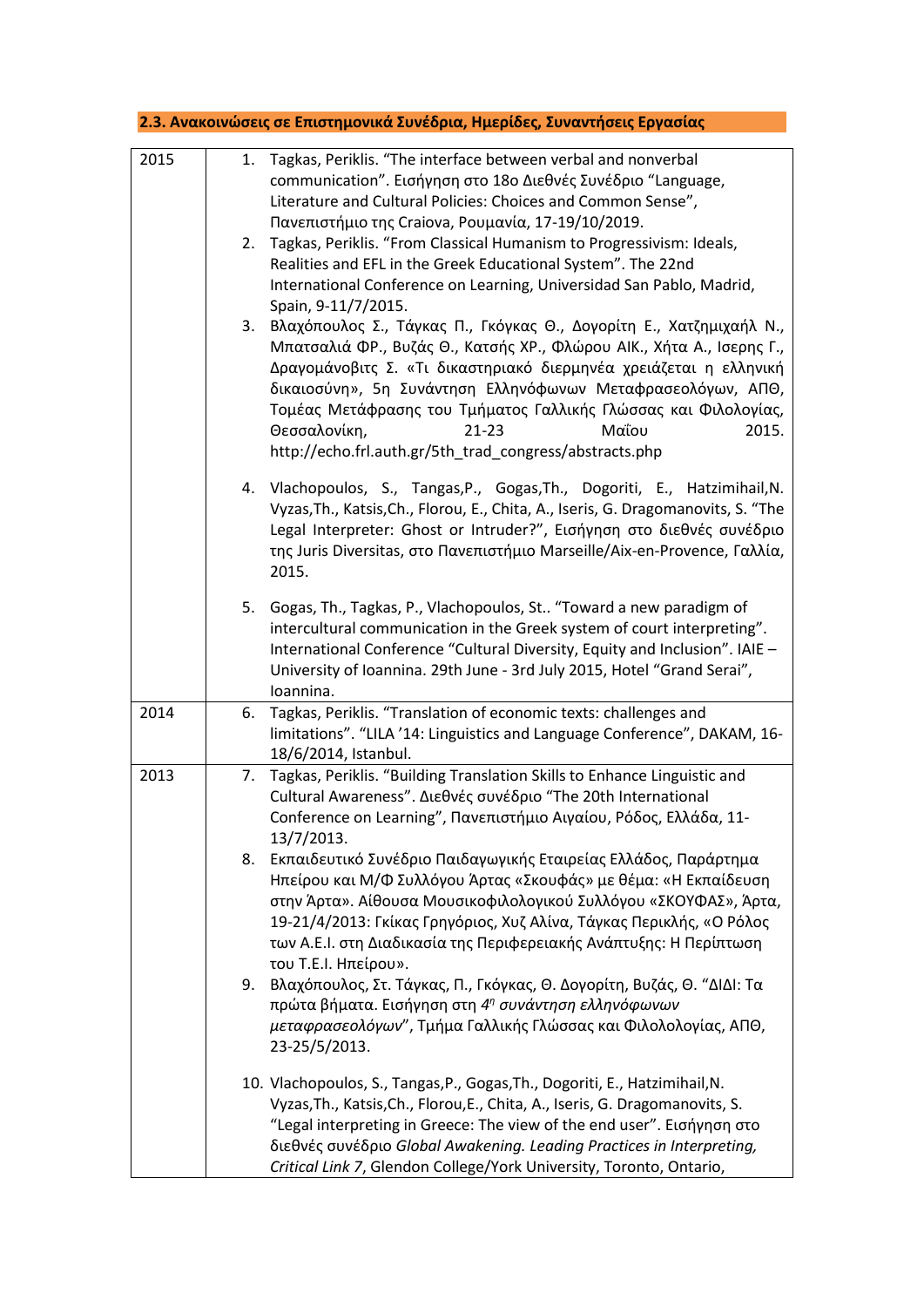## 2.3. Ανακοινώσεις σε Επιστημονικά Συνέδρια, Ημερίδες, Συναντήσεις Εργασίας

| | |
|---|---|
| 2015 | 1. Tagkas, Periklis. "The interface between verbal and nonverbal communication". Εισήγηση στο 18ο Διεθνές Συνέδριο "Language, Literature and Cultural Policies: Choices and Common Sense", Πανεπιστήμιο της Craiova, Ρουμανία, 17-19/10/2019.<br>2. Tagkas, Periklis. "From Classical Humanism to Progressivism: Ideals, Realities and EFL in the Greek Educational System". The 22nd International Conference on Learning, Universidad San Pablo, Madrid, Spain, 9-11/7/2015.<br>3. Βλαχόπουλος Σ., Τάγκας Π., Γκόγκας Θ., Δογορίτη Ε., Χατζημιχαήλ Ν., Μπατσαλιά ΦΡ., Βυζάς Θ., Κατσής ΧΡ., Φλώρου ΑΙΚ., Χήτα Α., Ισερης Γ., Δραγομάνοβιτς Σ. «Τι δικαστηριακό διερμηνέα χρειάζεται η ελληνική δικαιοσύνη», 5η Συνάντηση Ελληνόφωνων Μεταφρασεολόγων, ΑΠΘ, Τομέας Μετάφρασης του Τμήματος Γαλλικής Γλώσσας και Φιλολογίας, Θεσσαλονίκη, 21-23 Μαΐου 2015. http://echo.frl.auth.gr/5th_trad_congress/abstracts.php<br>4. Vlachopoulos, S., Tangas,P., Gogas,Th., Dogoriti, E., Hatzimihail,N. Vyzas,Th., Katsis,Ch., Florou, E., Chita, A., Iseris, G. Dragomanovits, S. "The Legal Interpreter: Ghost or Intruder?", Εισήγηση στο διεθνές συνέδριο της Juris Diversitas, στο Πανεπιστήμιο Marseille/Aix-en-Provence, Γαλλία, 2015.<br>5. Gogas, Th., Tagkas, P., Vlachopoulos, St.. "Toward a new paradigm of intercultural communication in the Greek system of court interpreting". International Conference "Cultural Diversity, Equity and Inclusion". IAIE – University of Ioannina. 29th June - 3rd July 2015, Hotel "Grand Serai", Ioannina. |
| 2014 | 6. Tagkas, Periklis. "Translation of economic texts: challenges and limitations". "LILA '14: Linguistics and Language Conference", DAKAM, 16-18/6/2014, Istanbul. |
| 2013 | 7. Tagkas, Periklis. "Building Translation Skills to Enhance Linguistic and Cultural Awareness". Διεθνές συνέδριο "The 20th International Conference on Learning", Πανεπιστήμιο Αιγαίου, Ρόδος, Ελλάδα, 11-13/7/2013.<br>8. Εκπαιδευτικό Συνέδριο Παιδαγωγικής Εταιρείας Ελλάδος, Παράρτημα Ηπείρου και Μ/Φ Συλλόγου Άρτας «Σκουφάς» με θέμα: «Η Εκπαίδευση στην Άρτα». Αίθουσα Μουσικοφιλολογικού Συλλόγου «ΣΚΟΥΦΑΣ», Άρτα, 19-21/4/2013: Γκίκας Γρηγόριος, Χυζ Αλίνα, Τάγκας Περικλής, «Ο Ρόλος των Α.Ε.Ι. στη Διαδικασία της Περιφερειακής Ανάπτυξης: Η Περίπτωση του Τ.Ε.Ι. Ηπείρου».<br>9. Βλαχόπουλος, Στ. Τάγκας, Π., Γκόγκας, Θ. Δογορίτη, Βυζάς, Θ. "ΔΙΔΙ: Τα πρώτα βήματα. Εισήγηση στη *4η συνάντηση ελληνόφωνων μεταφρασεολόγων*", Τμήμα Γαλλικής Γλώσσας και Φιλολολογίας, ΑΠΘ, 23-25/5/2013.<br>10. Vlachopoulos, S., Tangas,P., Gogas,Th., Dogoriti, E., Hatzimihail,N. Vyzas,Th., Katsis,Ch., Florou,E., Chita, A., Iseris, G. Dragomanovits, S. "Legal interpreting in Greece: The view of the end user". Εισήγηση στο διεθνές συνέδριο *Global Awakening. Leading Practices in Interpreting, Critical Link 7*, Glendon College/York University, Toronto, Ontario, |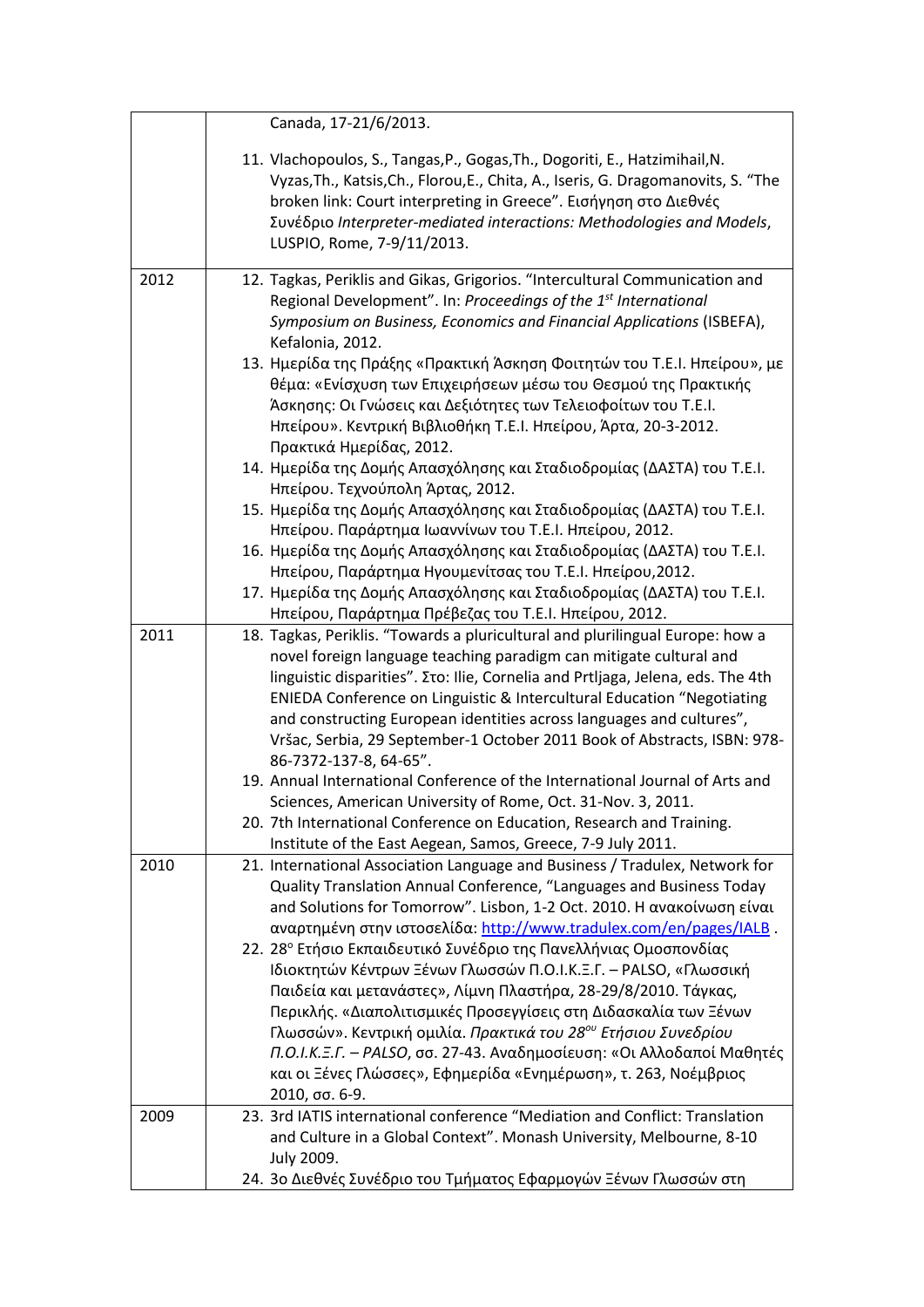| | |
|---|---|
| | Canada, 17-21/6/2013.<br><br>11. Vlachopoulos, S., Tangas,P., Gogas,Th., Dogoriti, E., Hatzimihail,N. Vyzas,Th., Katsis,Ch., Florou,E., Chita, A., Iseris, G. Dragomanovits, S. "The broken link: Court interpreting in Greece". Εισήγηση στο Διεθνές Συνέδριο *Interpreter-mediated interactions: Methodologies and Models*, LUSPIO, Rome, 7-9/11/2013. |
| 2012 | 12. Tagkas, Periklis and Gikas, Grigorios. "Intercultural Communication and Regional Development". In: *Proceedings of the 1st International Symposium on Business, Economics and Financial Applications* (ISBEFA), Kefalonia, 2012.<br>13. Ημερίδα της Πράξης «Πρακτική Άσκηση Φοιτητών του Τ.Ε.Ι. Ηπείρου», με θέμα: «Ενίσχυση των Επιχειρήσεων μέσω του Θεσμού της Πρακτικής Άσκησης: Οι Γνώσεις και Δεξιότητες των Τελειοφοίτων του Τ.Ε.Ι. Ηπείρου». Κεντρική Βιβλιοθήκη Τ.Ε.Ι. Ηπείρου, Άρτα, 20-3-2012. Πρακτικά Ημερίδας, 2012.<br>14. Ημερίδα της Δομής Απασχόλησης και Σταδιοδρομίας (ΔΑΣΤΑ) του Τ.Ε.Ι. Ηπείρου. Τεχνούπολη Άρτας, 2012.<br>15. Ημερίδα της Δομής Απασχόλησης και Σταδιοδρομίας (ΔΑΣΤΑ) του Τ.Ε.Ι. Ηπείρου. Παράρτημα Ιωαννίνων του Τ.Ε.Ι. Ηπείρου, 2012.<br>16. Ημερίδα της Δομής Απασχόλησης και Σταδιοδρομίας (ΔΑΣΤΑ) του Τ.Ε.Ι. Ηπείρου, Παράρτημα Ηγουμενίτσας του Τ.Ε.Ι. Ηπείρου,2012.<br>17. Ημερίδα της Δομής Απασχόλησης και Σταδιοδρομίας (ΔΑΣΤΑ) του Τ.Ε.Ι. Ηπείρου, Παράρτημα Πρέβεζας του Τ.Ε.Ι. Ηπείρου, 2012. |
| 2011 | 18. Tagkas, Periklis. "Towards a pluricultural and plurilingual Europe: how a novel foreign language teaching paradigm can mitigate cultural and linguistic disparities". Στο: Ilie, Cornelia and Prtljaga, Jelena, eds. The 4th ENIEDA Conference on Linguistic & Intercultural Education "Negotiating and constructing European identities across languages and cultures", Vršac, Serbia, 29 September-1 October 2011 Book of Abstracts, ISBN: 978-86-7372-137-8, 64-65".<br>19. Annual International Conference of the International Journal of Arts and Sciences, American University of Rome, Oct. 31-Nov. 3, 2011.<br>20. 7th International Conference on Education, Research and Training. Institute of the East Aegean, Samos, Greece, 7-9 July 2011. |
| 2010 | 21. International Association Language and Business / Tradulex, Network for Quality Translation Annual Conference, "Languages and Business Today and Solutions for Tomorrow". Lisbon, 1-2 Oct. 2010. Η ανακοίνωση είναι αναρτημένη στην ιστοσελίδα: http://www.tradulex.com/en/pages/IALB .<br>22. 28ο Ετήσιο Εκπαιδευτικό Συνέδριο της Πανελλήνιας Ομοσπονδίας Ιδιοκτητών Κέντρων Ξένων Γλωσσών Π.Ο.Ι.Κ.Ξ.Γ. – PALSO, «Γλωσσική Παιδεία και μετανάστες», Λίμνη Πλαστήρα, 28-29/8/2010. Τάγκας, Περικλής. «Διαπολιτισμικές Προσεγγίσεις στη Διδασκαλία των Ξένων Γλωσσών». Κεντρική ομιλία. *Πρακτικά του 28ου Ετήσιου Συνεδρίου Π.Ο.Ι.Κ.Ξ.Γ. – PALSO*, σσ. 27-43. Αναδημοσίευση: «Οι Αλλοδαποί Μαθητές και οι Ξένες Γλώσσες», Εφημερίδα «Ενημέρωση», τ. 263, Νοέμβριος 2010, σσ. 6-9. |
| 2009 | 23. 3rd IATIS international conference "Mediation and Conflict: Translation and Culture in a Global Context". Monash University, Melbourne, 8-10 July 2009.<br>24. 3ο Διεθνές Συνέδριο του Τμήματος Εφαρμογών Ξένων Γλωσσών στη |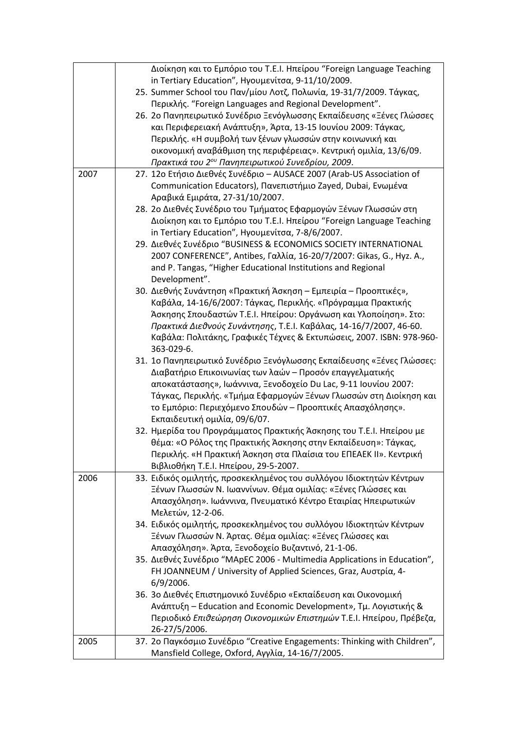| | |
|---|---|
| | Διοίκηση και το Εμπόριο του Τ.Ε.Ι. Ηπείρου "Foreign Language Teaching in Tertiary Education", Ηγουμενίτσα, 9-11/10/2009.<br>25. Summer School του Παν/μίου Λοτζ, Πολωνία, 19-31/7/2009. Τάγκας, Περικλής. "Foreign Languages and Regional Development".<br>26. 2ο Πανηπειρωτικό Συνέδριο Ξενόγλωσσης Εκπαίδευσης «Ξένες Γλώσσες και Περιφερειακή Ανάπτυξη», Άρτα, 13-15 Ιουνίου 2009: Τάγκας, Περικλής. «Η συμβολή των ξένων γλωσσών στην κοινωνική και οικονομική αναβάθμιση της περιφέρειας». Κεντρική ομιλία, 13/6/09. *Πρακτικά του 2ου Πανηπειρωτικού Συνεδρίου, 2009*. |
| 2007 | 27. 12ο Ετήσιο Διεθνές Συνέδριο – AUSACE 2007 (Arab-US Association of Communication Educators), Πανεπιστήμιο Zayed, Dubai, Ενωμένα Αραβικά Εμιράτα, 27-31/10/2007.<br>28. 2ο Διεθνές Συνέδριο του Τμήματος Εφαρμογών Ξένων Γλωσσών στη Διοίκηση και το Εμπόριο του Τ.Ε.Ι. Ηπείρου "Foreign Language Teaching in Tertiary Education", Ηγουμενίτσα, 7-8/6/2007.<br>29. Διεθνές Συνέδριο "BUSINESS & ECONOMICS SOCIETY INTERNATIONAL 2007 CONFERENCE", Antibes, Γαλλία, 16-20/7/2007: Gikas, G., Hyz. A., and P. Tangas, "Higher Educational Institutions and Regional Development".<br>30. Διεθνής Συνάντηση «Πρακτική Άσκηση – Εμπειρία – Προοπτικές», Καβάλα, 14-16/6/2007: Τάγκας, Περικλής. «Πρόγραμμα Πρακτικής Άσκησης Σπουδαστών Τ.Ε.Ι. Ηπείρου: Οργάνωση και Υλοποίηση». Στο: *Πρακτικά Διεθνούς Συνάντησης*, Τ.Ε.Ι. Καβάλας, 14-16/7/2007, 46-60. Καβάλα: Πολιτάκης, Γραφικές Τέχνες & Εκτυπώσεις, 2007. ISBN: 978-960-363-029-6.<br>31. 1ο Πανηπειρωτικό Συνέδριο Ξενόγλωσσης Εκπαίδευσης «Ξένες Γλώσσες: Διαβατήριο Επικοινωνίας των λαών – Προσόν επαγγελματικής αποκατάστασης», Ιωάννινα, Ξενοδοχείο Du Lac, 9-11 Ιουνίου 2007: Τάγκας, Περικλής. «Τμήμα Εφαρμογών Ξένων Γλωσσών στη Διοίκηση και το Εμπόριο: Περιεχόμενο Σπουδών – Προοπτικές Απασχόλησης». Εκπαιδευτική ομιλία, 09/6/07.<br>32. Ημερίδα του Προγράμματος Πρακτικής Άσκησης του Τ.Ε.Ι. Ηπείρου με θέμα: «Ο Ρόλος της Πρακτικής Άσκησης στην Εκπαίδευση»: Τάγκας, Περικλής. «Η Πρακτική Άσκηση στα Πλαίσια του ΕΠΕΑΕΚ ΙΙ». Κεντρική Βιβλιοθήκη Τ.Ε.Ι. Ηπείρου, 29-5-2007. |
| 2006 | 33. Ειδικός ομιλητής, προσκεκλημένος του συλλόγου Ιδιοκτητών Κέντρων Ξένων Γλωσσών Ν. Ιωαννίνων. Θέμα ομιλίας: «Ξένες Γλώσσες και Απασχόληση». Ιωάννινα, Πνευματικό Κέντρο Εταιρίας Ηπειρωτικών Μελετών, 12-2-06.<br>34. Ειδικός ομιλητής, προσκεκλημένος του συλλόγου Ιδιοκτητών Κέντρων Ξένων Γλωσσών Ν. Άρτας. Θέμα ομιλίας: «Ξένες Γλώσσες και Απασχόληση». Άρτα, Ξενοδοχείο Βυζαντινό, 21-1-06.<br>35. Διεθνές Συνέδριο "MApEC 2006 - Multimedia Applications in Education", FH JOANNEUM / University of Applied Sciences, Graz, Αυστρία, 4-6/9/2006.<br>36. 3ο Διεθνές Επιστημονικό Συνέδριο «Εκπαίδευση και Οικονομική Ανάπτυξη – Education and Economic Development», Τμ. Λογιστικής & Περιοδικό *Επιθεώρηση Οικονομικών Επιστημών* Τ.Ε.Ι. Ηπείρου, Πρέβεζα, 26-27/5/2006. |
| 2005 | 37. 2ο Παγκόσμιο Συνέδριο "Creative Engagements: Thinking with Children", Mansfield College, Oxford, Αγγλία, 14-16/7/2005. |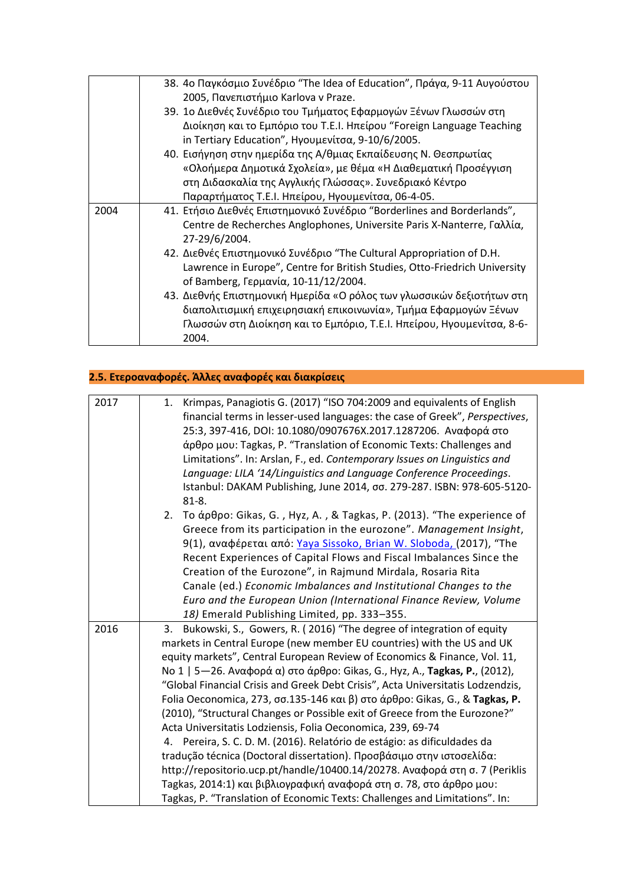| | |
|---|---|
| | 38. 4ο Παγκόσμιο Συνέδριο "The Idea of Education", Πράγα, 9-11 Αυγούστου 2005, Πανεπιστήμιο Karlova v Praze.<br>39. 1ο Διεθνές Συνέδριο του Τμήματος Εφαρμογών Ξένων Γλωσσών στη Διοίκηση και το Εμπόριο του Τ.Ε.Ι. Ηπείρου "Foreign Language Teaching in Tertiary Education", Ηγουμενίτσα, 9-10/6/2005.<br>40. Εισήγηση στην ημερίδα της Α/θμιας Εκπαίδευσης Ν. Θεσπρωτίας «Ολοήμερα Δημοτικά Σχολεία», με θέμα «Η Διαθεματική Προσέγγιση στη Διδασκαλία της Αγγλικής Γλώσσας». Συνεδριακό Κέντρο Παραρτήματος Τ.Ε.Ι. Ηπείρου, Ηγουμενίτσα, 06-4-05. |
| 2004 | 41. Ετήσιο Διεθνές Επιστημονικό Συνέδριο "Borderlines and Borderlands", Centre de Recherches Anglophones, Universite Paris X-Nanterre, Γαλλία, 27-29/6/2004.<br>42. Διεθνές Επιστημονικό Συνέδριο "The Cultural Appropriation of D.H. Lawrence in Europe", Centre for British Studies, Otto-Friedrich University of Bamberg, Γερμανία, 10-11/12/2004.<br>43. Διεθνής Επιστημονική Ημερίδα «Ο ρόλος των γλωσσικών δεξιοτήτων στη διαπολιτισμική επιχειρησιακή επικοινωνία», Τμήμα Εφαρμογών Ξένων Γλωσσών στη Διοίκηση και το Εμπόριο, Τ.Ε.Ι. Ηπείρου, Ηγουμενίτσα, 8-6-2004. |

## 2.5. Ετεροαναφορές. Άλλες αναφορές και διακρίσεις

| | |
|---|---|
| 2017 | 1. Krimpas, Panagiotis G. (2017) "ISO 704:2009 and equivalents of English financial terms in lesser-used languages: the case of Greek", *Perspectives*, 25:3, 397-416, DOI: 10.1080/0907676X.2017.1287206. Αναφορά στο άρθρο μου: Tagkas, P. "Translation of Economic Texts: Challenges and Limitations". In: Arslan, F., ed. *Contemporary Issues on Linguistics and Language: LILA '14/Linguistics and Language Conference Proceedings*. Istanbul: DAKAM Publishing, June 2014, σσ. 279-287. ISBN: 978-605-5120-81-8.<br>2. Το άρθρο: Gikas, G. , Hyz, A. , & Tagkas, P. (2013). "The experience of Greece from its participation in the eurozone". *Management Insight*, 9(1), αναφέρεται από: Yaya Sissoko, Brian W. Sloboda, (2017), "The Recent Experiences of Capital Flows and Fiscal Imbalances Since the Creation of the Eurozone", in Rajmund Mirdala, Rosaria Rita Canale (ed.) *Economic Imbalances and Institutional Changes to the Euro and the European Union (International Finance Review, Volume 18)* Emerald Publishing Limited, pp. 333–355. |
| 2016 | 3. Bukowski, S., Gowers, R. ( 2016) "The degree of integration of equity markets in Central Europe (new member EU countries) with the US and UK equity markets", Central European Review of Economics & Finance, Vol. 11, No 1 \| 5—26. Αναφορά α) στο άρθρο: Gikas, G., Hyz, A., **Tagkas, P.**, (2012), "Global Financial Crisis and Greek Debt Crisis", Acta Universitatis Lodzendzis, Folia Oeconomica, 273, σσ.135-146 και β) στο άρθρο: Gikas, G., & **Tagkas, P.** (2010), "Structural Changes or Possible exit of Greece from the Eurozone?" Acta Universitatis Lodziensis, Folia Oeconomica, 239, 69-74<br>4. Pereira, S. C. D. M. (2016). Relatório de estágio: as dificuldades da tradução técnica (Doctoral dissertation). Προσβάσιμο στην ιστοσελίδα: http://repositorio.ucp.pt/handle/10400.14/20278. Αναφορά στη σ. 7 (Periklis Tagkas, 2014:1) και βιβλιογραφική αναφορά στη σ. 78, στο άρθρο μου: Tagkas, P. "Translation of Economic Texts: Challenges and Limitations". In: |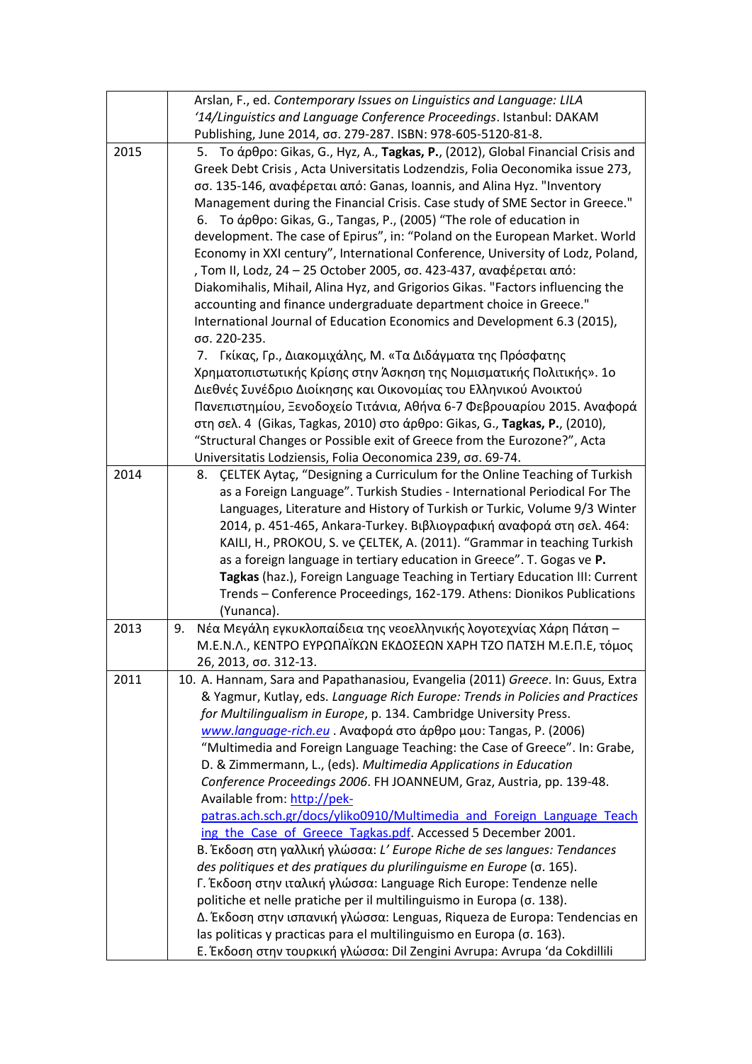| | |
|---|---|
| | Arslan, F., ed. *Contemporary Issues on Linguistics and Language: LILA '14/Linguistics and Language Conference Proceedings*. Istanbul: DAKAM Publishing, June 2014, σσ. 279-287. ISBN: 978-605-5120-81-8. |
| 2015 | 5. Το άρθρο: Gikas, G., Hyz, A., **Tagkas, P.**, (2012), Global Financial Crisis and Greek Debt Crisis , Acta Universitatis Lodzendzis, Folia Oeconomika issue 273, σσ. 135-146, αναφέρεται από: Ganas, Ioannis, and Alina Hyz. "Inventory Management during the Financial Crisis. Case study of SME Sector in Greece." 6. Το άρθρο: Gikas, G., Tangas, P., (2005) "The role of education in development. The case of Epirus", in: "Poland on the European Market. World Economy in XXI century", International Conference, University of Lodz, Poland, , Tom II, Lodz, 24 – 25 October 2005, σσ. 423-437, αναφέρεται από: Diakomihalis, Mihail, Alina Hyz, and Grigorios Gikas. "Factors influencing the accounting and finance undergraduate department choice in Greece." International Journal of Education Economics and Development 6.3 (2015), σσ. 220-235. 7. Γκίκας, Γρ., Διακομιχάλης, Μ. «Τα Διδάγματα της Πρόσφατης Χρηματοπιστωτικής Κρίσης στην Άσκηση της Νομισματικής Πολιτικής». 1ο Διεθνές Συνέδριο Διοίκησης και Οικονομίας του Ελληνικού Ανοικτού Πανεπιστημίου, Ξενοδοχείο Τιτάνια, Αθήνα 6-7 Φεβρουαρίου 2015. Αναφορά στη σελ. 4 (Gikas, Tagkas, 2010) στο άρθρο: Gikas, G., **Tagkas, P.**, (2010), "Structural Changes or Possible exit of Greece from the Eurozone?", Acta Universitatis Lodziensis, Folia Oeconomica 239, σσ. 69-74. |
| 2014 | 8. ÇELTEK Aytaç, "Designing a Curriculum for the Online Teaching of Turkish as a Foreign Language". Turkish Studies - International Periodical For The Languages, Literature and History of Turkish or Turkic, Volume 9/3 Winter 2014, p. 451-465, Ankara-Turkey. Βιβλιογραφική αναφορά στη σελ. 464: KAILI, H., PROKOU, S. ve ÇELTEK, A. (2011). "Grammar in teaching Turkish as a foreign language in tertiary education in Greece". T. Gogas ve **P. Tagkas** (haz.), Foreign Language Teaching in Tertiary Education III: Current Trends – Conference Proceedings, 162-179. Athens: Dionikos Publications (Yunanca). |
| 2013 | 9. Νέα Μεγάλη εγκυκλοπαίδεια της νεοελληνικής λογοτεχνίας Χάρη Πάτση – Μ.Ε.Ν.Λ., ΚΕΝΤΡΟ ΕΥΡΩΠΑΪΚΩΝ ΕΚΔΟΣΕΩΝ ΧΑΡΗ ΤΖΟ ΠΑΤΣΗ Μ.Ε.Π.Ε, τόμος 26, 2013, σσ. 312-13. |
| 2011 | 10. A. Hannam, Sara and Papathanasiou, Evangelia (2011) *Greece*. In: Guus, Extra & Yagmur, Kutlay, eds. *Language Rich Europe: Trends in Policies and Practices for Multilingualism in Europe*, p. 134. Cambridge University Press. *www.language-rich.eu* . Αναφορά στο άρθρο μου: Tangas, P. (2006) "Multimedia and Foreign Language Teaching: the Case of Greece". In: Grabe, D. & Zimmermann, L., (eds). *Multimedia Applications in Education Conference Proceedings 2006*. FH JOANNEUM, Graz, Austria, pp. 139-48. Available from: http://pek-patras.ach.sch.gr/docs/yliko0910/Multimedia_and_Foreign_Language_Teaching_the_Case_of_Greece_Tagkas.pdf. Accessed 5 December 2001. B. Έκδοση στη γαλλική γλώσσα: *L' Europe Riche de ses langues: Tendances des politiques et des pratiques du plurilinguisme en Europe* (σ. 165). Γ. Έκδοση στην ιταλική γλώσσα: Language Rich Europe: Tendenze nelle politiche et nelle pratiche per il multilinguismo in Europa (σ. 138). Δ. Έκδοση στην ισπανική γλώσσα: Lenguas, Riqueza de Europa: Tendencias en las politicas y practicas para el multilinguismo en Europa (σ. 163). Ε. Έκδοση στην τουρκική γλώσσα: Dil Zengini Avrupa: Avrupa 'da Cokdillili |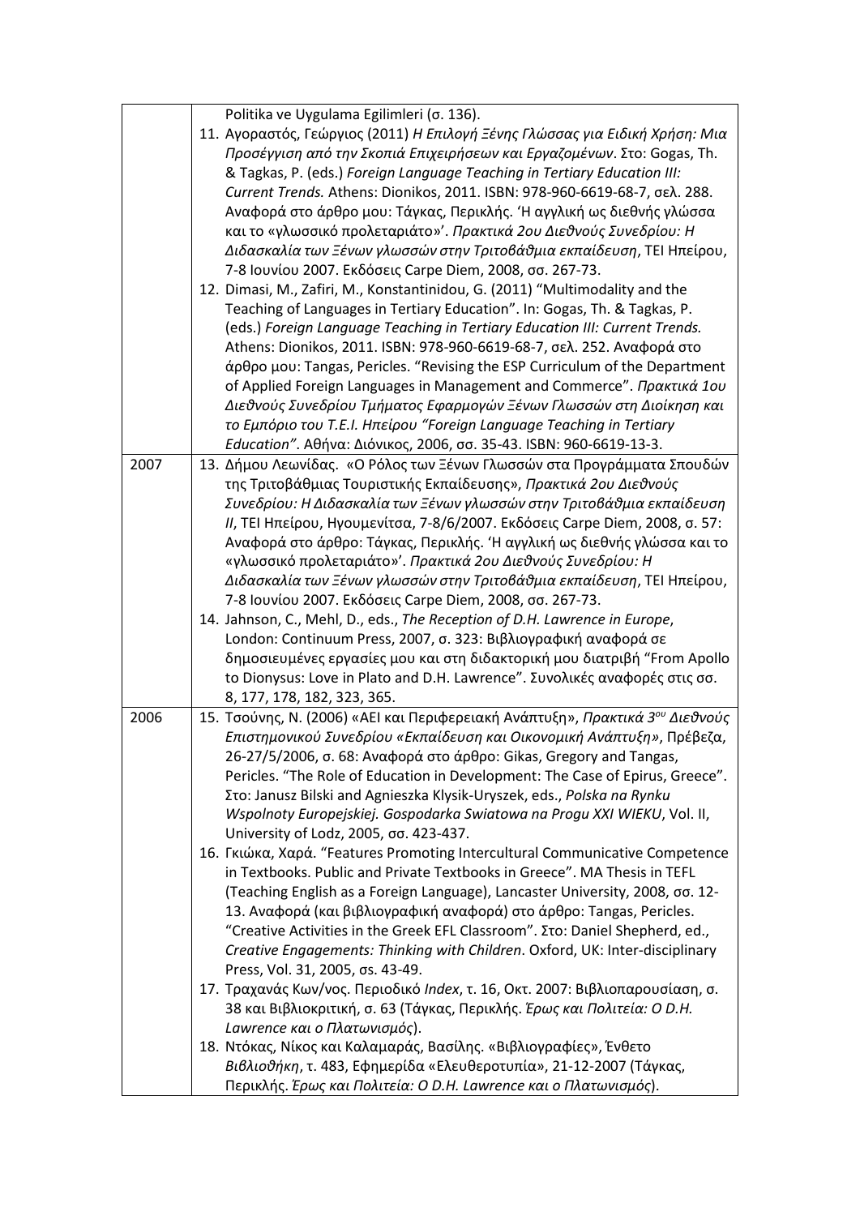| | |
|---|---|
| | Politika ve Uygulama Egilimleri (σ. 136).<br>11. Αγοραστός, Γεώργιος (2011) *Η Επιλογή Ξένης Γλώσσας για Ειδική Χρήση: Μια Προσέγγιση από την Σκοπιά Επιχειρήσεων και Εργαζομένων*. Στο: Gogas, Th. & Tagkas, P. (eds.) *Foreign Language Teaching in Tertiary Education III: Current Trends.* Athens: Dionikos, 2011. ISBN: 978-960-6619-68-7, σελ. 288. Αναφορά στο άρθρο μου: Τάγκας, Περικλής. 'Η αγγλική ως διεθνής γλώσσα και το «γλωσσικό προλεταριάτο»'. *Πρακτικά 2ου Διεθνούς Συνεδρίου: Η Διδασκαλία των Ξένων γλωσσών στην Τριτοβάθμια εκπαίδευση*, ΤΕΙ Ηπείρου, 7-8 Ιουνίου 2007. Εκδόσεις Carpe Diem, 2008, σσ. 267-73.<br>12. Dimasi, M., Zafiri, M., Konstantinidou, G. (2011) "Multimodality and the Teaching of Languages in Tertiary Education". In: Gogas, Th. & Tagkas, P. (eds.) *Foreign Language Teaching in Tertiary Education III: Current Trends.* Athens: Dionikos, 2011. ISBN: 978-960-6619-68-7, σελ. 252. Αναφορά στο άρθρο μου: Tangas, Pericles. "Revising the ESP Curriculum of the Department of Applied Foreign Languages in Management and Commerce". *Πρακτικά 1ου Διεθνούς Συνεδρίου Τμήματος Εφαρμογών Ξένων Γλωσσών στη Διοίκηση και το Εμπόριο του Τ.Ε.Ι. Ηπείρου "Foreign Language Teaching in Tertiary Education"*. Αθήνα: Διόνικος, 2006, σσ. 35-43. ISBN: 960-6619-13-3. |
| 2007 | 13. Δήμου Λεωνίδας. «Ο Ρόλος των Ξένων Γλωσσών στα Προγράμματα Σπουδών της Τριτοβάθμιας Τουριστικής Εκπαίδευσης», *Πρακτικά 2ου Διεθνούς Συνεδρίου: Η Διδασκαλία των Ξένων γλωσσών στην Τριτοβάθμια εκπαίδευση II*, ΤΕΙ Ηπείρου, Ηγουμενίτσα, 7-8/6/2007. Εκδόσεις Carpe Diem, 2008, σ. 57: Αναφορά στο άρθρο: Τάγκας, Περικλής. 'Η αγγλική ως διεθνής γλώσσα και το «γλωσσικό προλεταριάτο»'. *Πρακτικά 2ου Διεθνούς Συνεδρίου: Η Διδασκαλία των Ξένων γλωσσών στην Τριτοβάθμια εκπαίδευση*, ΤΕΙ Ηπείρου, 7-8 Ιουνίου 2007. Εκδόσεις Carpe Diem, 2008, σσ. 267-73.<br>14. Jahnson, C., Mehl, D., eds., *The Reception of D.H. Lawrence in Europe*, London: Continuum Press, 2007, σ. 323: Βιβλιογραφική αναφορά σε δημοσιευμένες εργασίες μου και στη διδακτορική μου διατριβή "From Apollo to Dionysus: Love in Plato and D.H. Lawrence". Συνολικές αναφορές στις σσ. 8, 177, 178, 182, 323, 365. |
| 2006 | 15. Τσούνης, Ν. (2006) «ΑΕΙ και Περιφερειακή Ανάπτυξη», *Πρακτικά 3ου Διεθνούς Επιστημονικού Συνεδρίου «Εκπαίδευση και Οικονομική Ανάπτυξη»*, Πρέβεζα, 26-27/5/2006, σ. 68: Αναφορά στο άρθρο: Gikas, Gregory and Tangas, Pericles. "The Role of Education in Development: The Case of Epirus, Greece". Στο: Janusz Bilski and Agnieszka Klysik-Uryszek, eds., *Polska na Rynku Wspolnoty Europejskiej. Gospodarka Swiatowa na Progu XXI WIEKU*, Vol. II, University of Lodz, 2005, σσ. 423-437.<br>16. Γκιώκα, Χαρά. "Features Promoting Intercultural Communicative Competence in Textbooks. Public and Private Textbooks in Greece". MA Thesis in TEFL (Teaching English as a Foreign Language), Lancaster University, 2008, σσ. 12-13. Αναφορά (και βιβλιογραφική αναφορά) στο άρθρο: Tangas, Pericles. "Creative Activities in the Greek EFL Classroom". Στο: Daniel Shepherd, ed., *Creative Engagements: Thinking with Children*. Oxford, UK: Inter-disciplinary Press, Vol. 31, 2005, σs. 43-49.<br>17. Τραχανάς Κων/νος. Περιοδικό *Index*, τ. 16, Οκτ. 2007: Βιβλιοπαρουσίαση, σ. 38 και Βιβλιοκριτική, σ. 63 (Τάγκας, Περικλής. *Έρως και Πολιτεία: Ο D.H. Lawrence και ο Πλατωνισμός*).<br>18. Ντόκας, Νίκος και Καλαμαράς, Βασίλης. «Βιβλιογραφίες», Ένθετο *Βιβλιοθήκη*, τ. 483, Εφημερίδα «Ελευθεροτυπία», 21-12-2007 (Τάγκας, Περικλής. *Έρως και Πολιτεία: Ο D.H. Lawrence και ο Πλατωνισμός*). |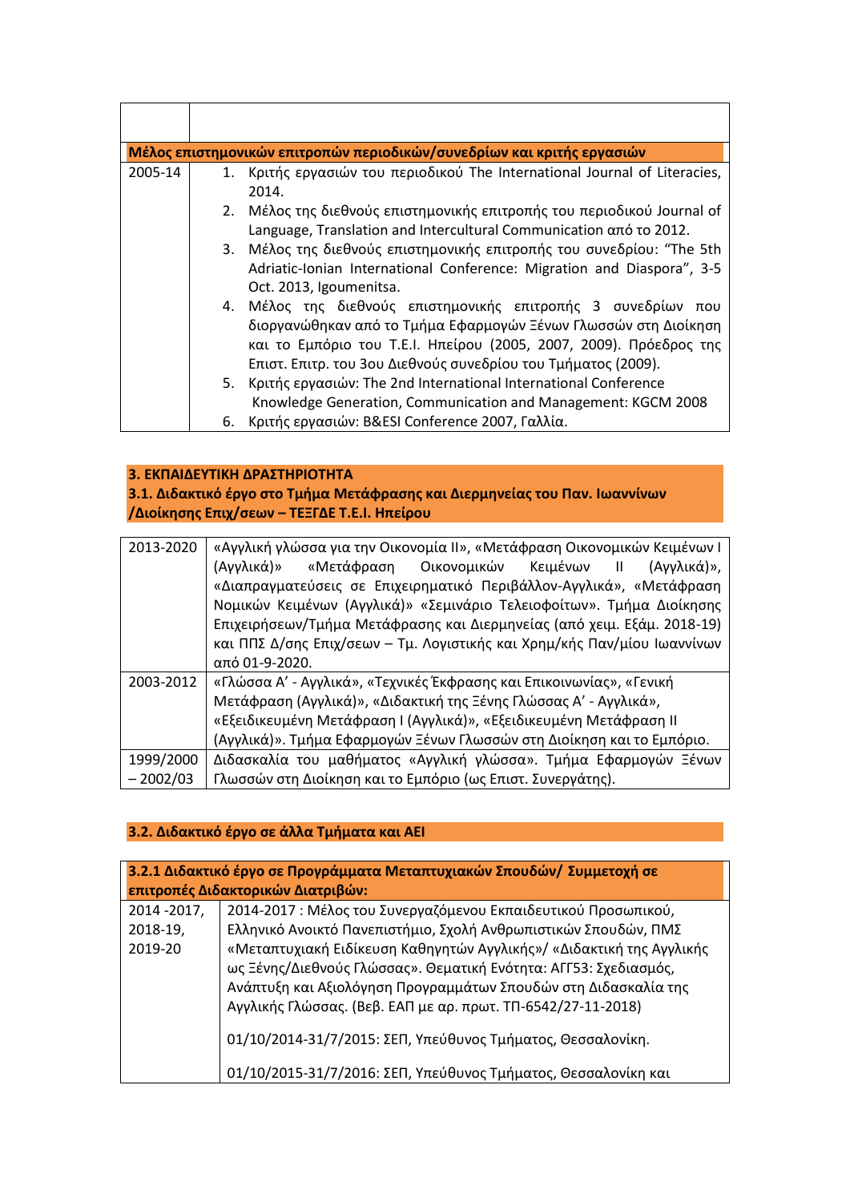| | |
|---|---|
| | |
| **Μέλος επιστημονικών επιτροπών περιοδικών/συνεδρίων και κριτής εργασιών** | |
| 2005-14 | 1. Κριτής εργασιών του περιοδικού The International Journal of Literacies, 2014.<br>2. Μέλος της διεθνούς επιστημονικής επιτροπής του περιοδικού Journal of Language, Translation and Intercultural Communication από το 2012.<br>3. Μέλος της διεθνούς επιστημονικής επιτροπής του συνεδρίου: "The 5th Adriatic-Ionian International Conference: Migration and Diaspora", 3-5 Oct. 2013, Igoumenitsa.<br>4. Μέλος της διεθνούς επιστημονικής επιτροπής 3 συνεδρίων που διοργανώθηκαν από το Τμήμα Εφαρμογών Ξένων Γλωσσών στη Διοίκηση και το Εμπόριο του Τ.Ε.Ι. Ηπείρου (2005, 2007, 2009). Πρόεδρος της Επιστ. Επιτρ. του 3ου Διεθνούς συνεδρίου του Τμήματος (2009).<br>5. Κριτής εργασιών: The 2nd International International Conference Knowledge Generation, Communication and Management: KGCM 2008<br>6. Κριτής εργασιών: B&ESI Conference 2007, Γαλλία. |

## 3. ΕΚΠΑΙΔΕΥΤΙΚΗ ΔΡΑΣΤΗΡΙΟΤΗΤΑ

### 3.1. Διδακτικό έργο στο Τμήμα Μετάφρασης και Διερμηνείας του Παν. Ιωαννίνων /Διοίκησης Επιχ/σεων – ΤΕΞΓΔΕ Τ.Ε.Ι. Ηπείρου

| | |
|---|---|
| 2013-2020 | «Αγγλική γλώσσα για την Οικονομία ΙΙ», «Μετάφραση Οικονομικών Κειμένων Ι (Αγγλικά)» «Μετάφραση Οικονομικών Κειμένων ΙΙ (Αγγλικά)», «Διαπραγματεύσεις σε Επιχειρηματικό Περιβάλλον-Αγγλικά», «Μετάφραση Νομικών Κειμένων (Αγγλικά)» «Σεμινάριο Τελειοφοίτων». Τμήμα Διοίκησης Επιχειρήσεων/Τμήμα Μετάφρασης και Διερμηνείας (από χειμ. Εξάμ. 2018-19) και ΠΠΣ Δ/σης Επιχ/σεων – Τμ. Λογιστικής και Χρημ/κής Παν/μίου Ιωαννίνων από 01-9-2020. |
| 2003-2012 | «Γλώσσα Α' - Αγγλικά», «Τεχνικές Έκφρασης και Επικοινωνίας», «Γενική Μετάφραση (Αγγλικά)», «Διδακτική της Ξένης Γλώσσας Α' - Αγγλικά», «Εξειδικευμένη Μετάφραση Ι (Αγγλικά)», «Εξειδικευμένη Μετάφραση ΙΙ (Αγγλικά)». Τμήμα Εφαρμογών Ξένων Γλωσσών στη Διοίκηση και το Εμπόριο. |
| 1999/2000 – 2002/03 | Διδασκαλία του μαθήματος «Αγγλική γλώσσα». Τμήμα Εφαρμογών Ξένων Γλωσσών στη Διοίκηση και το Εμπόριο (ως Επιστ. Συνεργάτης). |

### 3.2. Διδακτικό έργο σε άλλα Τμήματα και ΑΕΙ

| **3.2.1 Διδακτικό έργο σε Προγράμματα Μεταπτυχιακών Σπουδών/ Συμμετοχή σε επιτροπές Διδακτορικών Διατριβών:** | |
|---|---|
| 2014 -2017, 2018-19, 2019-20 | 2014-2017 : Μέλος του Συνεργαζόμενου Εκπαιδευτικού Προσωπικού, Ελληνικό Ανοικτό Πανεπιστήμιο, Σχολή Ανθρωπιστικών Σπουδών, ΠΜΣ «Μεταπτυχιακή Ειδίκευση Καθηγητών Αγγλικής»/ «Διδακτική της Αγγλικής ως Ξένης/Διεθνούς Γλώσσας». Θεματική Ενότητα: ΑΓΓ53: Σχεδιασμός, Ανάπτυξη και Αξιολόγηση Προγραμμάτων Σπουδών στη Διδασκαλία της Αγγλικής Γλώσσας. (Βεβ. ΕΑΠ με αρ. πρωτ. ΤΠ-6542/27-11-2018)<br><br>01/10/2014-31/7/2015: ΣΕΠ, Υπεύθυνος Τμήματος, Θεσσαλονίκη.<br><br>01/10/2015-31/7/2016: ΣΕΠ, Υπεύθυνος Τμήματος, Θεσσαλονίκη και |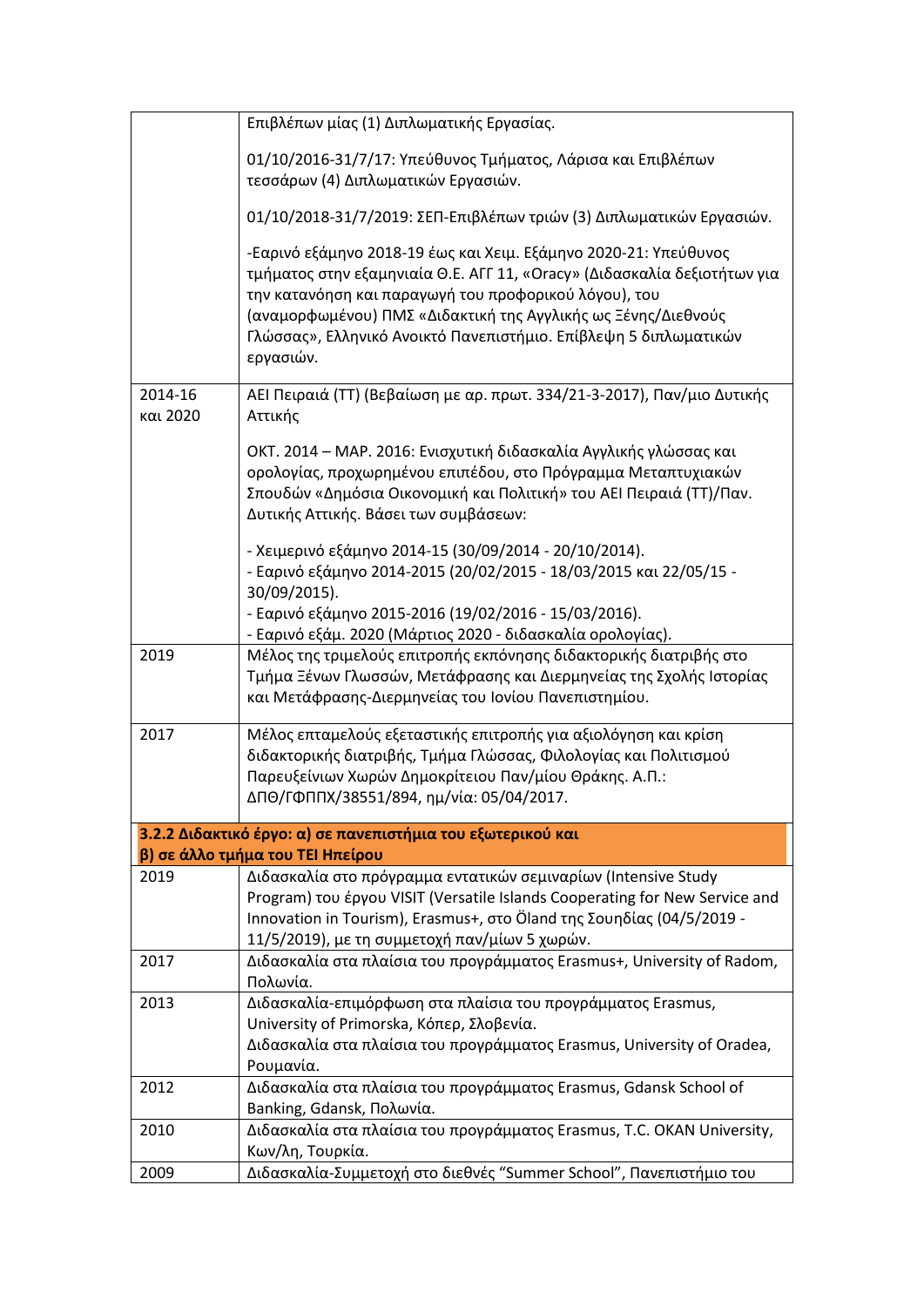| | |
|---|---|
| | Επιβλέπων μίας (1) Διπλωματικής Εργασίας.<br><br>01/10/2016-31/7/17: Υπεύθυνος Τμήματος, Λάρισα και Επιβλέπων τεσσάρων (4) Διπλωματικών Εργασιών.<br><br>01/10/2018-31/7/2019: ΣΕΠ-Επιβλέπων τριών (3) Διπλωματικών Εργασιών.<br><br>-Εαρινό εξάμηνο 2018-19 έως και Χειμ. Εξάμηνο 2020-21: Υπεύθυνος τμήματος στην εξαμηνιαία Θ.Ε. ΑΓΓ 11, «Oracy» (Διδασκαλία δεξιοτήτων για την κατανόηση και παραγωγή του προφορικού λόγου), του (αναμορφωμένου) ΠΜΣ «Διδακτική της Αγγλικής ως Ξένης/Διεθνούς Γλώσσας», Ελληνικό Ανοικτό Πανεπιστήμιο. Επίβλεψη 5 διπλωματικών εργασιών. |
| 2014-16 και 2020 | ΑΕΙ Πειραιά (ΤΤ) (Βεβαίωση με αρ. πρωτ. 334/21-3-2017), Παν/μιο Δυτικής Αττικής<br><br>ΟΚΤ. 2014 – ΜΑΡ. 2016: Ενισχυτική διδασκαλία Αγγλικής γλώσσας και ορολογίας, προχωρημένου επιπέδου, στο Πρόγραμμα Μεταπτυχιακών Σπουδών «Δημόσια Οικονομική και Πολιτική» του ΑΕΙ Πειραιά (ΤΤ)/Παν. Δυτικής Αττικής. Βάσει των συμβάσεων:<br><br>- Χειμερινό εξάμηνο 2014-15 (30/09/2014 - 20/10/2014).<br>- Εαρινό εξάμηνο 2014-2015 (20/02/2015 - 18/03/2015 και 22/05/15 - 30/09/2015).<br>- Εαρινό εξάμηνο 2015-2016 (19/02/2016 - 15/03/2016).<br>- Εαρινό εξάμ. 2020 (Μάρτιος 2020 - διδασκαλία ορολογίας). |
| 2019 | Μέλος της τριμελούς επιτροπής εκπόνησης διδακτορικής διατριβής στο Τμήμα Ξένων Γλωσσών, Μετάφρασης και Διερμηνείας της Σχολής Ιστορίας και Μετάφρασης-Διερμηνείας του Ιονίου Πανεπιστημίου. |
| 2017 | Μέλος επταμελούς εξεταστικής επιτροπής για αξιολόγηση και κρίση διδακτορικής διατριβής, Τμήμα Γλώσσας, Φιλολογίας και Πολιτισμού Παρευξείνιων Χωρών Δημοκρίτειου Παν/μίου Θράκης. Α.Π.: ΔΠΘ/ΓΦΠΠΧ/38551/894, ημ/νία: 05/04/2017. |
| **3.2.2 Διδακτικό έργο: α) σε πανεπιστήμια του εξωτερικού και β) σε άλλο τμήμα του ΤΕΙ Ηπείρου** | |
| 2019 | Διδασκαλία στο πρόγραμμα εντατικών σεμιναρίων (Intensive Study Program) του έργου VISIT (Versatile Islands Cooperating for New Service and Innovation in Tourism), Erasmus+, στο Öland της Σουηδίας (04/5/2019 - 11/5/2019), με τη συμμετοχή παν/μίων 5 χωρών. |
| 2017 | Διδασκαλία στα πλαίσια του προγράμματος Erasmus+, University of Radom, Πολωνία. |
| 2013 | Διδασκαλία-επιμόρφωση στα πλαίσια του προγράμματος Erasmus, University of Primorska, Κόπερ, Σλοβενία.<br>Διδασκαλία στα πλαίσια του προγράμματος Erasmus, University of Oradea, Ρουμανία. |
| 2012 | Διδασκαλία στα πλαίσια του προγράμματος Erasmus, Gdansk School of Banking, Gdansk, Πολωνία. |
| 2010 | Διδασκαλία στα πλαίσια του προγράμματος Erasmus, T.C. OKAN University, Κων/λη, Τουρκία. |
| 2009 | Διδασκαλία-Συμμετοχή στο διεθνές "Summer School", Πανεπιστήμιο του |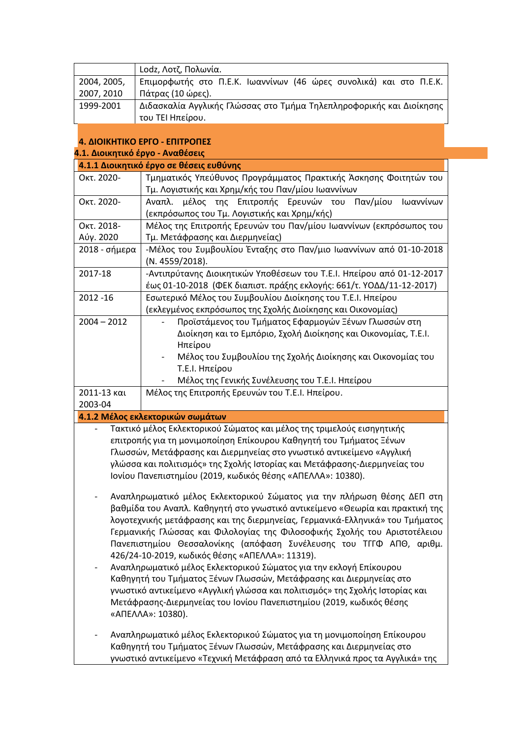|  |  |
|---|---|
|  | Lodz, Λοτζ, Πολωνία. |
| 2004, 2005, 2007, 2010 | Επιμορφωτής στο Π.Ε.Κ. Ιωαννίνων (46 ώρες συνολικά) και στο Π.Ε.Κ. Πάτρας (10 ώρες). |
| 1999-2001 | Διδασκαλία Αγγλικής Γλώσσας στο Τμήμα Τηλεπληροφορικής και Διοίκησης του ΤΕΙ Ηπείρου. |

## 4. ΔΙΟΙΚΗΤΙΚΟ ΕΡΓΟ - ΕΠΙΤΡΟΠΕΣ

### 4.1. Διοικητικό έργο - Αναθέσεις

#### 4.1.1 Διοικητικό έργο σε θέσεις ευθύνης

|  |  |
|---|---|
| Οκτ. 2020- | Τμηματικός Υπεύθυνος Προγράμματος Πρακτικής Άσκησης Φοιτητών του Τμ. Λογιστικής και Χρημ/κής του Παν/μίου Ιωαννίνων |
| Οκτ. 2020- | Αναπλ. μέλος της Επιτροπής Ερευνών του Παν/μίου Ιωαννίνων (εκπρόσωπος του Τμ. Λογιστικής και Χρημ/κής) |
| Οκτ. 2018- Αύγ. 2020 | Μέλος της Επιτροπής Ερευνών του Παν/μίου Ιωαννίνων (εκπρόσωπος του Τμ. Μετάφρασης και Διερμηνείας) |
| 2018 - σήμερα | -Μέλος του Συμβουλίου Ένταξης στο Παν/μιο Ιωαννίνων από 01-10-2018 (Ν. 4559/2018). |
| 2017-18 | -Αντιπρύτανης Διοικητικών Υποθέσεων του Τ.Ε.Ι. Ηπείρου από 01-12-2017 έως 01-10-2018 (ΦΕΚ διαπιστ. πράξης εκλογής: 661/τ. ΥΟΔΔ/11-12-2017) |
| 2012 -16 | Εσωτερικό Μέλος του Συμβουλίου Διοίκησης του Τ.Ε.Ι. Ηπείρου (εκλεγμένος εκπρόσωπος της Σχολής Διοίκησης και Οικονομίας) |
| 2004 – 2012 | - Προϊστάμενος του Τμήματος Εφαρμογών Ξένων Γλωσσών στη Διοίκηση και το Εμπόριο, Σχολή Διοίκησης και Οικονομίας, Τ.Ε.Ι. Ηπείρου<br>- Μέλος του Συμβουλίου της Σχολής Διοίκησης και Οικονομίας του Τ.Ε.Ι. Ηπείρου<br>- Μέλος της Γενικής Συνέλευσης του Τ.Ε.Ι. Ηπείρου |
| 2011-13 και 2003-04 | Μέλος της Επιτροπής Ερευνών του Τ.Ε.Ι. Ηπείρου. |

#### 4.1.2 Μέλος εκλεκτορικών σωμάτων

- Τακτικό μέλος Εκλεκτορικού Σώματος και μέλος της τριμελούς εισηγητικής επιτροπής για τη μονιμοποίηση Επίκουρου Καθηγητή του Τμήματος Ξένων Γλωσσών, Μετάφρασης και Διερμηνείας στο γνωστικό αντικείμενο «Αγγλική γλώσσα και πολιτισμός» της Σχολής Ιστορίας και Μετάφρασης-Διερμηνείας του Ιονίου Πανεπιστημίου (2019, κωδικός θέσης «ΑΠΕΛΛΑ»: 10380).

- Αναπληρωματικό μέλος Εκλεκτορικού Σώματος για την πλήρωση θέσης ΔΕΠ στη βαθμίδα του Αναπλ. Καθηγητή στο γνωστικό αντικείμενο «Θεωρία και πρακτική της λογοτεχνικής μετάφρασης και της διερμηνείας, Γερμανικά-Ελληνικά» του Τμήματος Γερμανικής Γλώσσας και Φιλολογίας της Φιλοσοφικής Σχολής του Αριστοτέλειου Πανεπιστημίου Θεσσαλονίκης (απόφαση Συνέλευσης του ΤΓΓΦ ΑΠΘ, αριθμ. 426/24-10-2019, κωδικός θέσης «ΑΠΕΛΛΑ»: 11319).
- Αναπληρωματικό μέλος Εκλεκτορικού Σώματος για την εκλογή Επίκουρου Καθηγητή του Τμήματος Ξένων Γλωσσών, Μετάφρασης και Διερμηνείας στο γνωστικό αντικείμενο «Αγγλική γλώσσα και πολιτισμός» της Σχολής Ιστορίας και Μετάφρασης-Διερμηνείας του Ιονίου Πανεπιστημίου (2019, κωδικός θέσης «ΑΠΕΛΛΑ»: 10380).

- Αναπληρωματικό μέλος Εκλεκτορικού Σώματος για τη μονιμοποίηση Επίκουρου Καθηγητή του Τμήματος Ξένων Γλωσσών, Μετάφρασης και Διερμηνείας στο γνωστικό αντικείμενο «Τεχνική Μετάφραση από τα Ελληνικά προς τα Αγγλικά» της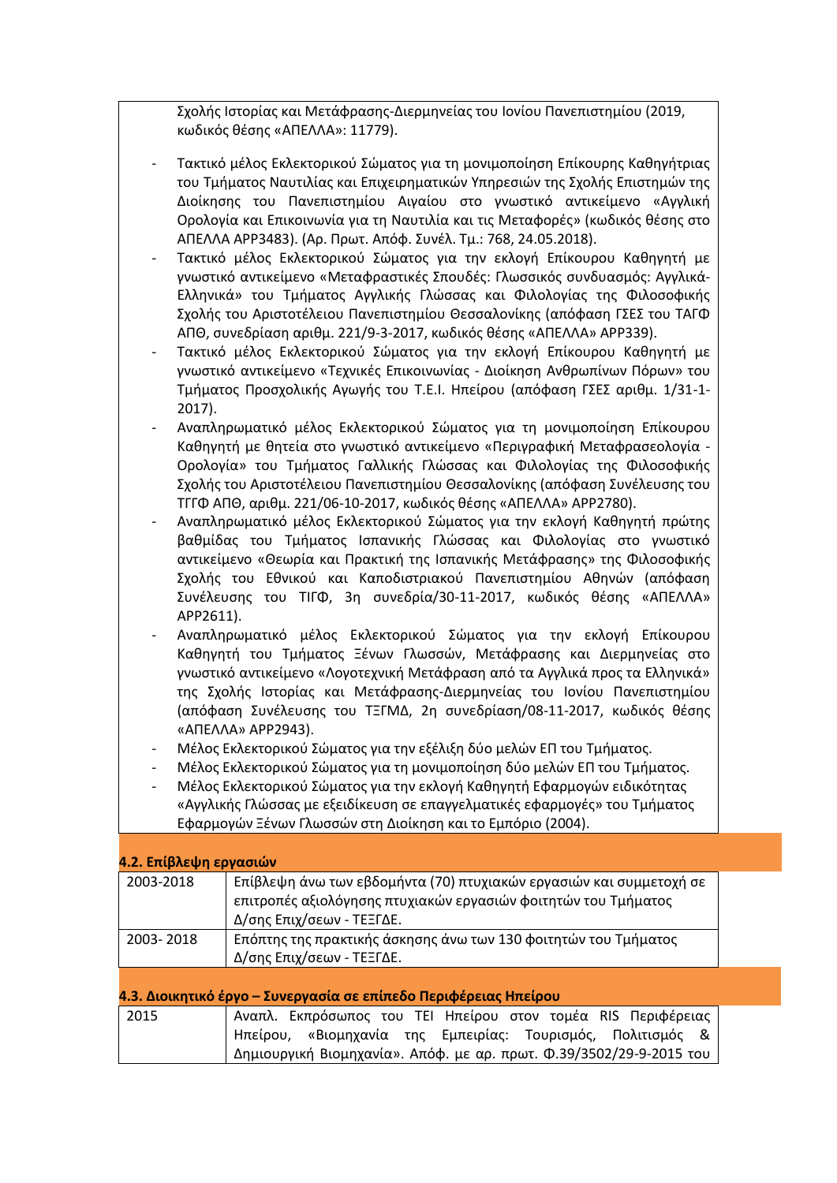Σχολής Ιστορίας και Μετάφρασης-Διερμηνείας του Ιονίου Πανεπιστημίου (2019, κωδικός θέσης «ΑΠΕΛΛΑ»: 11779).

- Τακτικό μέλος Εκλεκτορικού Σώματος για τη μονιμοποίηση Επίκουρης Καθηγήτριας του Τμήματος Ναυτιλίας και Επιχειρηματικών Υπηρεσιών της Σχολής Επιστημών της Διοίκησης του Πανεπιστημίου Αιγαίου στο γνωστικό αντικείμενο «Αγγλική Ορολογία και Επικοινωνία για τη Ναυτιλία και τις Μεταφορές» (κωδικός θέσης στο ΑΠΕΛΛΑ APP3483). (Αρ. Πρωτ. Απόφ. Συνέλ. Τμ.: 768, 24.05.2018).
- Τακτικό μέλος Εκλεκτορικού Σώματος για την εκλογή Επίκουρου Καθηγητή με γνωστικό αντικείμενο «Μεταφραστικές Σπουδές: Γλωσσικός συνδυασμός: Αγγλικά-Ελληνικά» του Τμήματος Αγγλικής Γλώσσας και Φιλολογίας της Φιλοσοφικής Σχολής του Αριστοτέλειου Πανεπιστημίου Θεσσαλονίκης (απόφαση ΓΣΕΣ του ΤΑΓΦ ΑΠΘ, συνεδρίαση αριθμ. 221/9-3-2017, κωδικός θέσης «ΑΠΕΛΛΑ» APP339).
- Τακτικό μέλος Εκλεκτορικού Σώματος για την εκλογή Επίκουρου Καθηγητή με γνωστικό αντικείμενο «Τεχνικές Επικοινωνίας - Διοίκηση Ανθρωπίνων Πόρων» του Τμήματος Προσχολικής Αγωγής του Τ.Ε.Ι. Ηπείρου (απόφαση ΓΣΕΣ αριθμ. 1/31-1-2017).
- Αναπληρωματικό μέλος Εκλεκτορικού Σώματος για τη μονιμοποίηση Επίκουρου Καθηγητή με θητεία στο γνωστικό αντικείμενο «Περιγραφική Μεταφρασεολογία - Ορολογία» του Τμήματος Γαλλικής Γλώσσας και Φιλολογίας της Φιλοσοφικής Σχολής του Αριστοτέλειου Πανεπιστημίου Θεσσαλονίκης (απόφαση Συνέλευσης του ΤΓΓΦ ΑΠΘ, αριθμ. 221/06-10-2017, κωδικός θέσης «ΑΠΕΛΛΑ» APP2780).
- Αναπληρωματικό μέλος Εκλεκτορικού Σώματος για την εκλογή Καθηγητή πρώτης βαθμίδας του Τμήματος Ισπανικής Γλώσσας και Φιλολογίας στο γνωστικό αντικείμενο «Θεωρία και Πρακτική της Ισπανικής Μετάφρασης» της Φιλοσοφικής Σχολής του Εθνικού και Καποδιστριακού Πανεπιστημίου Αθηνών (απόφαση Συνέλευσης του ΤΙΓΦ, 3η συνεδρία/30-11-2017, κωδικός θέσης «ΑΠΕΛΛΑ» APP2611).
- Αναπληρωματικό μέλος Εκλεκτορικού Σώματος για την εκλογή Επίκουρου Καθηγητή του Τμήματος Ξένων Γλωσσών, Μετάφρασης και Διερμηνείας στο γνωστικό αντικείμενο «Λογοτεχνική Μετάφραση από τα Αγγλικά προς τα Ελληνικά» της Σχολής Ιστορίας και Μετάφρασης-Διερμηνείας του Ιονίου Πανεπιστημίου (απόφαση Συνέλευσης του ΤΞΓΜΔ, 2η συνεδρίαση/08-11-2017, κωδικός θέσης «ΑΠΕΛΛΑ» APP2943).
- Μέλος Εκλεκτορικού Σώματος για την εξέλιξη δύο μελών ΕΠ του Τμήματος.
- Μέλος Εκλεκτορικού Σώματος για τη μονιμοποίηση δύο μελών ΕΠ του Τμήματος.
- Μέλος Εκλεκτορικού Σώματος για την εκλογή Καθηγητή Εφαρμογών ειδικότητας «Αγγλικής Γλώσσας με εξειδίκευση σε επαγγελματικές εφαρμογές» του Τμήματος Εφαρμογών Ξένων Γλωσσών στη Διοίκηση και το Εμπόριο (2004).

### 4.2. Επίβλεψη εργασιών

| | |
|---|---|
| 2003-2018 | Επίβλεψη άνω των εβδομήντα (70) πτυχιακών εργασιών και συμμετοχή σε επιτροπές αξιολόγησης πτυχιακών εργασιών φοιτητών του Τμήματος Δ/σης Επιχ/σεων - ΤΕΞΓΔΕ. |
| 2003- 2018 | Επόπτης της πρακτικής άσκησης άνω των 130 φοιτητών του Τμήματος Δ/σης Επιχ/σεων - ΤΕΞΓΔΕ. |

### 4.3. Διοικητικό έργο – Συνεργασία σε επίπεδο Περιφέρειας Ηπείρου

| | |
|---|---|
| 2015 | Αναπλ. Εκπρόσωπος του ΤΕΙ Ηπείρου στον τομέα RIS Περιφέρειας Ηπείρου, «Βιομηχανία της Εμπειρίας: Τουρισμός, Πολιτισμός & Δημιουργική Βιομηχανία». Απόφ. με αρ. πρωτ. Φ.39/3502/29-9-2015 του |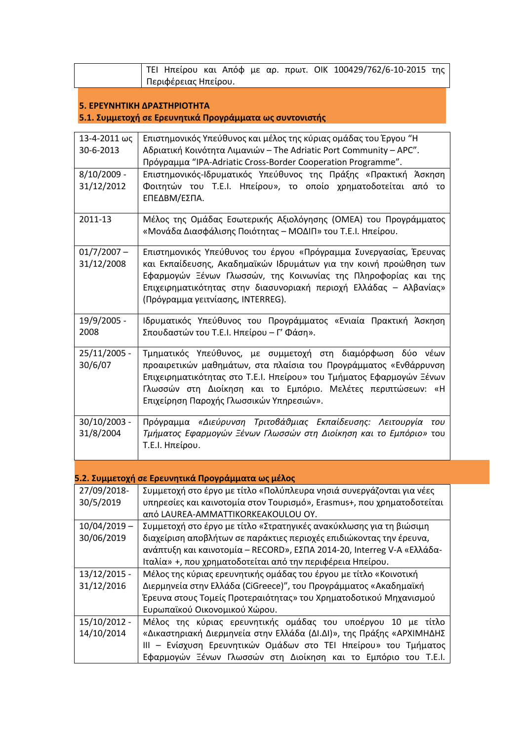| | ΤΕΙ Ηπείρου και Απόφ με αρ. πρωτ. ΟΙΚ 100429/762/6-10-2015 της Περιφέρειας Ηπείρου. |
|---|---|

## 5. ΕΡΕΥΝΗΤΙΚΗ ΔΡΑΣΤΗΡΙΟΤΗΤΑ

### 5.1. Συμμετοχή σε Ερευνητικά Προγράμματα ως συντονιστής

| | |
|---|---|
| 13-4-2011 ως 30-6-2013 | Επιστημονικός Υπεύθυνος και μέλος της κύριας ομάδας του Έργου "Η Αδριατική Κοινότητα Λιμανιών – The Adriatic Port Community – APC". Πρόγραμμα "IPA-Adriatic Cross-Border Cooperation Programme". |
| 8/10/2009 - 31/12/2012 | Επιστημονικός-Ιδρυματικός Υπεύθυνος της Πράξης «Πρακτική Άσκηση Φοιτητών του Τ.Ε.Ι. Ηπείρου», το οποίο χρηματοδοτείται από το ΕΠΕΔΒΜ/ΕΣΠΑ. |
| 2011-13 | Μέλος της Ομάδας Εσωτερικής Αξιολόγησης (ΟΜΕΑ) του Προγράμματος «Μονάδα Διασφάλισης Ποιότητας – ΜΟΔΙΠ» του Τ.Ε.Ι. Ηπείρου. |
| 01/7/2007 – 31/12/2008 | Επιστημονικός Υπεύθυνος του έργου «Πρόγραμμα Συνεργασίας, Έρευνας και Εκπαίδευσης, Ακαδημαϊκών Ιδρυμάτων για την κοινή προώθηση των Εφαρμογών Ξένων Γλωσσών, της Κοινωνίας της Πληροφορίας και της Επιχειρηματικότητας στην διασυνοριακή περιοχή Ελλάδας – Αλβανίας» (Πρόγραμμα γειτνίασης, INTERREG). |
| 19/9/2005 - 2008 | Ιδρυματικός Υπεύθυνος του Προγράμματος «Ενιαία Πρακτική Άσκηση Σπουδαστών του Τ.Ε.Ι. Ηπείρου – Γ' Φάση». |
| 25/11/2005 - 30/6/07 | Τμηματικός Υπεύθυνος, με συμμετοχή στη διαμόρφωση δύο νέων προαιρετικών μαθημάτων, στα πλαίσια του Προγράμματος «Ενθάρρυνση Επιχειρηματικότητας στο Τ.Ε.Ι. Ηπείρου» του Τμήματος Εφαρμογών Ξένων Γλωσσών στη Διοίκηση και το Εμπόριο. Μελέτες περιπτώσεων: «Η Επιχείρηση Παροχής Γλωσσικών Υπηρεσιών». |
| 30/10/2003 - 31/8/2004 | Πρόγραμμα *«Διεύρυνση Τριτοβάθμιας Εκπαίδευσης: Λειτουργία του Τμήματος Εφαρμογών Ξένων Γλωσσών στη Διοίκηση και το Εμπόριο»* του Τ.Ε.Ι. Ηπείρου. |

### 5.2. Συμμετοχή σε Ερευνητικά Προγράμματα ως μέλος

| | |
|---|---|
| 27/09/2018- 30/5/2019 | Συμμετοχή στο έργο με τίτλο «Πολύπλευρα νησιά συνεργάζονται για νέες υπηρεσίες και καινοτομία στον Τουρισμό», Erasmus+, που χρηματοδοτείται από LAUREA-AMMATTIKORKEAKOULOU OY. |
| 10/04/2019 – 30/06/2019 | Συμμετοχή στο έργο με τίτλο «Στρατηγικές ανακύκλωσης για τη βιώσιμη διαχείριση αποβλήτων σε παράκτιες περιοχές επιδιώκοντας την έρευνα, ανάπτυξη και καινοτομία – RECORD», ΕΣΠΑ 2014-20, Interreg V-A «Ελλάδα-Ιταλία» +, που χρηματοδοτείται από την περιφέρεια Ηπείρου. |
| 13/12/2015 - 31/12/2016 | Μέλος της κύριας ερευνητικής ομάδας του έργου με τίτλο «Κοινοτική Διερμηνεία στην Ελλάδα (CiGreece)", του Προγράμματος «Ακαδημαϊκή Έρευνα στους Τομείς Προτεραιότητας» του Χρηματοδοτικού Μηχανισμού Ευρωπαϊκού Οικονομικού Χώρου. |
| 15/10/2012 - 14/10/2014 | Μέλος της κύριας ερευνητικής ομάδας του υποέργου 10 με τίτλο «Δικαστηριακή Διερμηνεία στην Ελλάδα (ΔΙ.ΔΙ)», της Πράξης «ΑΡΧΙΜΗΔΗΣ ΙΙΙ – Ενίσχυση Ερευνητικών Ομάδων στο ΤΕΙ Ηπείρου» του Τμήματος Εφαρμογών Ξένων Γλωσσών στη Διοίκηση και το Εμπόριο του Τ.Ε.Ι. |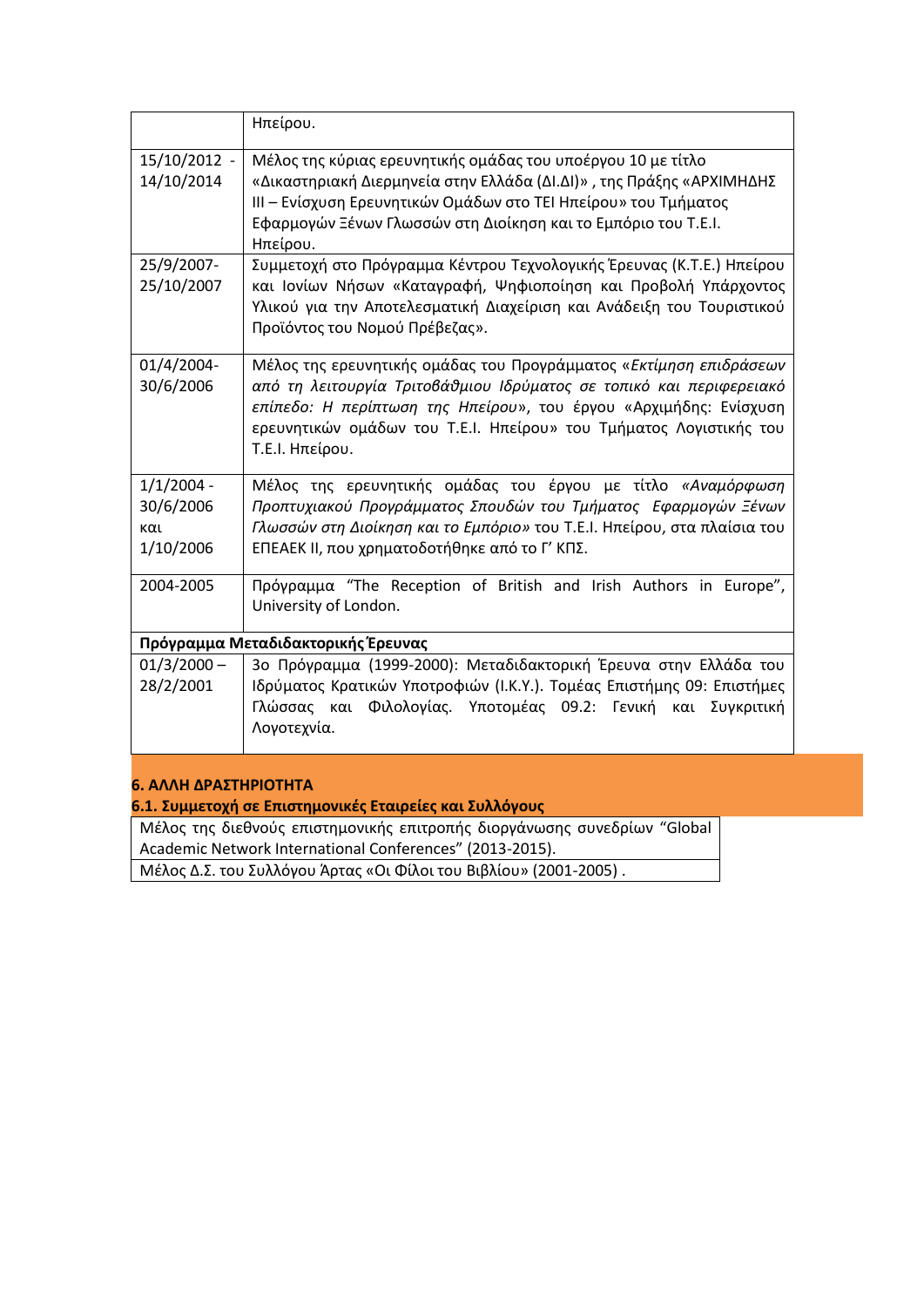| | |
|---|---|
| | Ηπείρου. |
| 15/10/2012 - 14/10/2014 | Μέλος της κύριας ερευνητικής ομάδας του υποέργου 10 με τίτλο «Δικαστηριακή Διερμηνεία στην Ελλάδα (ΔΙ.ΔΙ)» , της Πράξης «ΑΡΧΙΜΗΔΗΣ ΙΙΙ – Ενίσχυση Ερευνητικών Ομάδων στο ΤΕΙ Ηπείρου» του Τμήματος Εφαρμογών Ξένων Γλωσσών στη Διοίκηση και το Εμπόριο του Τ.Ε.Ι. Ηπείρου. |
| 25/9/2007- 25/10/2007 | Συμμετοχή στο Πρόγραμμα Κέντρου Τεχνολογικής Έρευνας (Κ.Τ.Ε.) Ηπείρου και Ιονίων Νήσων «Καταγραφή, Ψηφιοποίηση και Προβολή Υπάρχοντος Υλικού για την Αποτελεσματική Διαχείριση και Ανάδειξη του Τουριστικού Προϊόντος του Νομού Πρέβεζας». |
| 01/4/2004- 30/6/2006 | Μέλος της ερευνητικής ομάδας του Προγράμματος «*Εκτίμηση επιδράσεων από τη λειτουργία Τριτοβάθμιου Ιδρύματος σε τοπικό και περιφερειακό επίπεδο: Η περίπτωση της Ηπείρου*», του έργου «Αρχιμήδης: Ενίσχυση ερευνητικών ομάδων του Τ.Ε.Ι. Ηπείρου» του Τμήματος Λογιστικής του Τ.Ε.Ι. Ηπείρου. |
| 1/1/2004 - 30/6/2006 και 1/10/2006 | Μέλος της ερευνητικής ομάδας του έργου με τίτλο *«Αναμόρφωση Προπτυχιακού Προγράμματος Σπουδών του Τμήματος Εφαρμογών Ξένων Γλωσσών στη Διοίκηση και το Εμπόριο»* του Τ.Ε.Ι. Ηπείρου, στα πλαίσια του ΕΠΕΑΕΚ ΙΙ, που χρηματοδοτήθηκε από το Γ' ΚΠΣ. |
| 2004-2005 | Πρόγραμμα "The Reception of British and Irish Authors in Europe", University of London. |
| **Πρόγραμμα Μεταδιδακτορικής Έρευνας** | |
| 01/3/2000 – 28/2/2001 | 3ο Πρόγραμμα (1999-2000): Μεταδιδακτορική Έρευνα στην Ελλάδα του Ιδρύματος Κρατικών Υποτροφιών (Ι.Κ.Υ.). Τομέας Επιστήμης 09: Επιστήμες Γλώσσας και Φιλολογίας. Υποτομέας 09.2: Γενική και Συγκριτική Λογοτεχνία. |

## 6. ΑΛΛΗ ΔΡΑΣΤΗΡΙΟΤΗΤΑ

### 6.1. Συμμετοχή σε Επιστημονικές Εταιρείες και Συλλόγους

| |
|---|
| Μέλος της διεθνούς επιστημονικής επιτροπής διοργάνωσης συνεδρίων "Global Academic Network International Conferences" (2013-2015). |
| Μέλος Δ.Σ. του Συλλόγου Άρτας «Οι Φίλοι του Βιβλίου» (2001-2005) . |